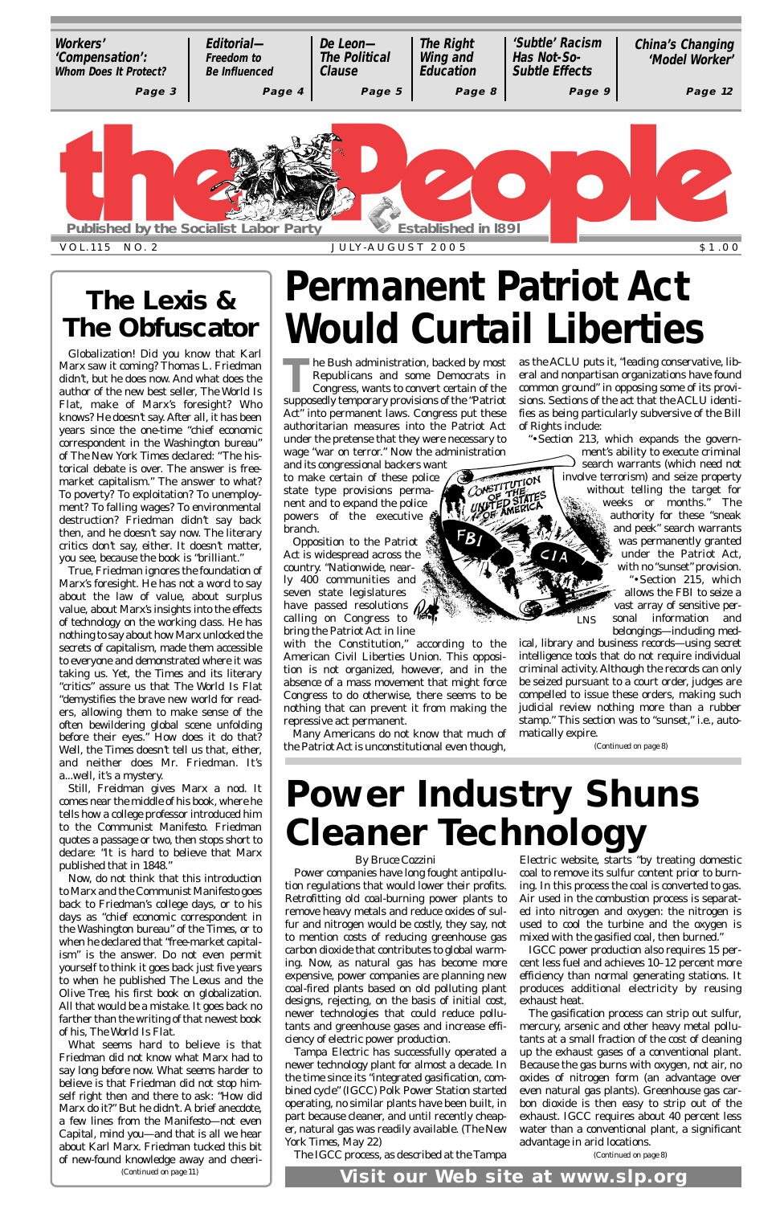| Workers' 'Compensation': Whom Does It Protect? | Editorial— Freedom to Be Influenced | De Leon— The Political Clause | The Right Wing and Education | 'Subtle' Racism Has Not-So-Subtle Effects | China's Changing 'Model Worker' |
|---|---|---|---|---|---|
| Page 3 | Page 4 | Page 5 | Page 8 | Page 9 | Page 12 |

# the People

Published by the Socialist Labor Party — Established in 1891

VOL. 115 NO. 2 — JULY-AUGUST 2005 — $1.00

# Permanent Patriot Act Would Curtail Liberties

The Bush administration, backed by most Republicans and some Democrats in Congress, wants to convert certain of the supposedly temporary provisions of the "Patriot Act" into permanent laws. Congress put these authoritarian measures into the Patriot Act under the pretense that they were necessary to wage "war on terror." Now the administration and its congressional backers want to make certain of these police state type provisions permanent and to expand the police powers of the executive branch.

Opposition to the Patriot Act is widespread across the country. "Nationwide, nearly 400 communities and seven state legislatures have passed resolutions calling on Congress to bring the Patriot Act in line with the Constitution," according to the American Civil Liberties Union. This opposition is not organized, however, and in the absence of a mass movement that might force Congress to do otherwise, there seems to be nothing that can prevent it from making the repressive act permanent.

Many Americans do not know that much of the Patriot Act is unconstitutional even though, as the ACLU puts it, "leading conservative, liberal and nonpartisan organizations have found common ground" in opposing some of its provisions. Sections of the act that the ACLU identifies as being particularly subversive of the Bill of Rights include:

"• Section 213, which expands the government's ability to execute criminal search warrants (which need not involve terrorism) and seize property without telling the target for weeks or months." The authority for these "sneak and peek" search warrants was permanently granted under the Patriot Act, with no "sunset" provision.

"• Section 215, which allows the FBI to seize a vast array of sensitive personal information and belongings—including medical, library and business records—using secret intelligence tools that do not require individual criminal activity. Although the records can only be seized pursuant to a court order, judges are compelled to issue these orders, making such judicial review nothing more than a rubber stamp." This section was to "sunset," i.e., automatically expire.

LNS

(Continued on page 8)

## The Lexis & The Obfuscator

Globalization! Did you know that Karl Marx saw it coming? Thomas L. Friedman didn't, but he does now. And what does the author of the new best seller, The World Is Flat, make of Marx's foresight? Who knows? He doesn't say. After all, it has been years since the one-time "chief economic correspondent in the Washington bureau" of The New York Times declared: "The historical debate is over. The answer is free-market capitalism." The answer to what? To poverty? To exploitation? To unemployment? To falling wages? To environmental destruction? Friedman didn't say back then, and he doesn't say now. The literary critics don't say, either. It doesn't matter, you see, because the book is "brilliant."

True, Friedman ignores the foundation of Marx's foresight. He has not a word to say about the law of value, about surplus value, about Marx's insights into the effects of technology on the working class. He has nothing to say about how Marx unlocked the secrets of capitalism, made them accessible to everyone and demonstrated where it was taking us. Yet, the Times and its literary "critics" assure us that The World Is Flat "demystifies the brave new world for readers, allowing them to make sense of the often bewildering global scene unfolding before their eyes." How does it do that? Well, the Times doesn't tell us that, either, and neither does Mr. Friedman. It's a...well, it's a mystery.

Still, Friedman gives Marx a nod. It comes near the middle of his book, where he tells how a college professor introduced him to the Communist Manifesto. Friedman quotes a passage or two, then stops short to declare: "It is hard to believe that Marx published that in 1848."

Now, do not think that this introduction to Marx and the Communist Manifesto goes back to Friedman's college days, or to his days as "chief economic correspondent in the Washington bureau" of the Times, or to when he declared that "free-market capitalism" is the answer. Do not even permit yourself to think it goes back just five years to when he published The Lexus and the Olive Tree, his first book on globalization. All that would be a mistake. It goes back no farther than the writing of that newest book of his, The World Is Flat.

What seems hard to believe is that Friedman did not know what Marx had to say long before now. What seems harder to believe is that Friedman did not stop himself right then and there to ask: "How did Marx do it?" But he didn't. A brief anecdote, a few lines from the Manifesto—not even Capital, mind you—and that is all we hear about Karl Marx. Friedman tucked this bit of new-found knowledge away and cheeri-

(Continued on page 11)

# Power Industry Shuns Cleaner Technology

By Bruce Cozzini

Power companies have long fought antipollution regulations that would lower their profits. Retrofitting old coal-burning power plants to remove heavy metals and reduce oxides of sulfur and nitrogen would be costly, they say, not to mention costs of reducing greenhouse gas carbon dioxide that contributes to global warming. Now, as natural gas has become more expensive, power companies are planning new coal-fired plants based on old polluting plant designs, rejecting, on the basis of initial cost, newer technologies that could reduce pollutants and greenhouse gases and increase efficiency of electric power production.

Tampa Electric has successfully operated a newer technology plant for almost a decade. In the time since its "integrated gasification, combined cycle" (IGCC) Polk Power Station started operating, no similar plants have been built, in part because cleaner, and until recently cheaper, natural gas was readily available. (The New York Times, May 22)

The IGCC process, as described at the Tampa Electric website, starts "by treating domestic coal to remove its sulfur content prior to burning. In this process the coal is converted to gas. Air used in the combustion process is separated into nitrogen and oxygen: the nitrogen is used to cool the turbine and the oxygen is mixed with the gasified coal, then burned."

IGCC power production also requires 15 percent less fuel and achieves 10–12 percent more efficiency than normal generating stations. It produces additional electricity by reusing exhaust heat.

The gasification process can strip out sulfur, mercury, arsenic and other heavy metal pollutants at a small fraction of the cost of cleaning up the exhaust gases of a conventional plant. Because the gas burns with oxygen, not air, no oxides of nitrogen form (an advantage over even natural gas plants). Greenhouse gas carbon dioxide is then easy to strip out of the exhaust. IGCC requires about 40 percent less water than a conventional plant, a significant advantage in arid locations.

(Continued on page 8)

**Visit our Web site at www.slp.org**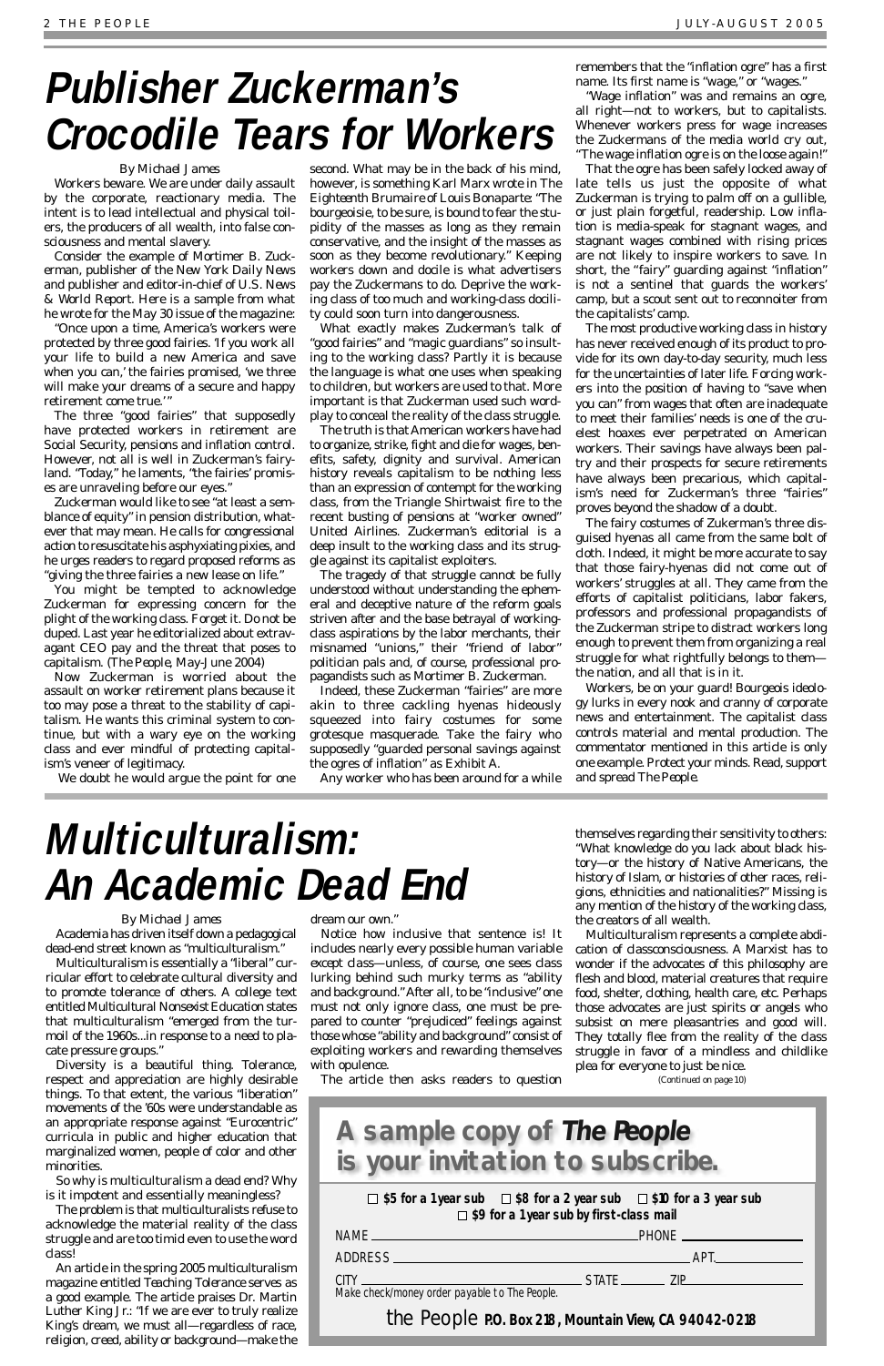# Publisher Zuckerman's Crocodile Tears for Workers

By Michael James

Workers beware. We are under daily assault by the corporate, reactionary media. The intent is to lead intellectual and physical toilers, the producers of all wealth, into false consciousness and mental slavery.

Consider the example of Mortimer B. Zuckerman, publisher of the *New York Daily News* and publisher and editor-in-chief of *U.S. News & World Report*. Here is a sample from what he wrote for the May 30 issue of the magazine:

"Once upon a time, America's workers were protected by three good fairies. 'If you work all your life to build a new America and save when you can,' the fairies promised, 'we three will make your dreams of a secure and happy retirement come true.'"

The three "good fairies" that supposedly have protected workers in retirement are Social Security, pensions and inflation control. However, not all is well in Zuckerman's fairyland. "Today," he laments, "the fairies' promises are unraveling before our eyes."

Zuckerman would like to see "at least a semblance of equity" in pension distribution, whatever that may mean. He calls for congressional action to resuscitate his asphyxiating pixies, and he urges readers to regard proposed reforms as "giving the three fairies a new lease on life."

You might be tempted to acknowledge Zuckerman for expressing concern for the plight of the working class. Forget it. Do not be duped. Last year he editorialized about extravagant CEO pay and the threat that poses to capitalism. (*The People*, May-June 2004)

Now Zuckerman is worried about the assault on worker retirement plans because it too may pose a threat to the stability of capitalism. He wants this criminal system to continue, but with a wary eye on the working class and ever mindful of protecting capitalism's veneer of legitimacy.

We doubt he would argue the point for one second. What may be in the back of his mind, however, is something Karl Marx wrote in *The Eighteenth Brumaire of Louis Bonaparte*: "The bourgeoisie, to be sure, is bound to fear the stupidity of the masses as long as they remain conservative, and the insight of the masses as soon as they become revolutionary." Keeping workers down and docile is what advertisers pay the Zuckermans to do. Deprive the working class of too much and working-class docility could soon turn into dangerousness.

What exactly makes Zuckerman's talk of "good fairies" and "magic guardians" so insulting to the working class? Partly it is because the language is what one uses when speaking to children, but workers are used to that. More important is that Zuckerman used such wordplay to conceal the reality of the class struggle.

The truth is that American workers have had to organize, strike, fight and die for wages, benefits, safety, dignity and survival. American history reveals capitalism to be nothing less than an expression of contempt for the working class, from the Triangle Shirtwaist fire to the recent busting of pensions at "worker owned" United Airlines. Zuckerman's editorial is a deep insult to the working class and its struggle against its capitalist exploiters.

The tragedy of that struggle cannot be fully understood without understanding the ephemeral and deceptive nature of the reform goals striven after and the base betrayal of working-class aspirations by the labor merchants, their misnamed "unions," their "friend of labor" politician pals and, of course, professional propagandists such as Mortimer B. Zuckerman.

Indeed, these Zuckerman "fairies" are more akin to three cackling hyenas hideously squeezed into fairy costumes for some grotesque masquerade. Take the fairy who supposedly "guarded personal savings against the ogres of inflation" as Exhibit A.

Any worker who has been around for a while remembers that the "inflation ogre" has a first name. Its first name is "wage," or "wages."

"Wage inflation" was and remains an ogre, all right—not to workers, but to capitalists. Whenever workers press for wage increases the Zuckermans of the media world cry out, "The wage inflation ogre is on the loose again!"

That the ogre has been safely locked away of late tells us just the opposite of what Zuckerman is trying to palm off on a gullible, or just plain forgetful, readership. Low inflation is media-speak for stagnant wages, and stagnant wages combined with rising prices are not likely to inspire workers to save. In short, the "fairy" guarding against "inflation" is not a sentinel that guards the workers' camp, but a scout sent out to reconnoiter from the capitalists' camp.

The most productive working class in history has never received enough of its product to provide for its own day-to-day security, much less for the uncertainties of later life. Forcing workers into the position of having to "save when you can" from wages that often are inadequate to meet their families' needs is one of the cruelest hoaxes ever perpetrated on American workers. Their savings have always been paltry and their prospects for secure retirements have always been precarious, which capitalism's need for Zuckerman's three "fairies" proves beyond the shadow of a doubt.

The fairy costumes of Zukerman's three disguised hyenas all came from the same bolt of cloth. Indeed, it might be more accurate to say that those fairy-hyenas did not come out of workers' struggles at all. They came from the efforts of capitalist politicians, labor fakers, professors and professional propagandists of the Zuckerman stripe to distract workers long enough to prevent them from organizing a real struggle for what rightfully belongs to them—the nation, and all that is in it.

*Workers, be on your guard! Bourgeois ideology lurks in every nook and cranny of corporate news and entertainment. The capitalist class controls material and mental production. The commentator mentioned in this article is only one example. Protect your minds. Read, support and spread The People.*

# Multiculturalism: An Academic Dead End

By Michael James

Academia has driven itself down a pedagogical dead-end street known as "multiculturalism."

Multiculturalism is essentially a "liberal" curricular effort to celebrate cultural diversity and to promote tolerance of others. A college text entitled *Multicultural Nonsexist Education* states that multiculturalism "emerged from the turmoil of the 1960s...in response to a need to placate pressure groups."

Diversity is a beautiful thing. Tolerance, respect and appreciation are highly desirable things. To that extent, the various "liberation" movements of the '60s were understandable as an appropriate response against "Eurocentric" curricula in public and higher education that marginalized women, people of color and other minorities.

So why is multiculturalism a dead end? Why is it impotent and essentially meaningless?

The problem is that multiculturalists refuse to acknowledge the material reality of the class struggle and are too timid even to use the word class!

An article in the spring 2005 multiculturalism magazine entitled *Teaching Tolerance* serves as a good example. The article praises Dr. Martin Luther King Jr.: "If we are ever to truly realize King's dream, we must all—regardless of race, religion, creed, ability or background—make the dream our own."

Notice how inclusive that sentence is! It includes nearly every possible human variable except class—unless, of course, one sees class lurking behind such murky terms as "ability and background." After all, to be "inclusive" one must not only ignore class, one must be prepared to counter "prejudiced" feelings against those whose "ability and background" consist of exploiting workers and rewarding themselves with opulence.

The article then asks readers to question themselves regarding their sensitivity to others: "What knowledge do you lack about black history—or the history of Native Americans, the history of Islam, or histories of other races, religions, ethnicities and nationalities?" Missing is any mention of the history of the working class, the creators of all wealth.

Multiculturalism represents a complete abdication of classconsciousness. A Marxist has to wonder if the advocates of this philosophy are flesh and blood, material creatures that require food, shelter, clothing, health care, etc. Perhaps those advocates are just spirits or angels who subsist on mere pleasantries and good will. They totally flee from the reality of the class struggle in favor of a mindless and childlike plea for everyone to just be nice.

(Continued on page 10)

## A sample copy of *The People* is your invitation to subscribe.

☐ $5 for a 1 year sub ☐ $8 for a 2 year sub ☐ $10 for a 3 year sub
☐ $9 for a 1 year sub by first-class mail

NAME ______________________ PHONE ______________

ADDRESS ______________________ APT. ______

CITY ______________________ STATE ______ ZIP ______

Make check/money order payable to The People.

the People **P.O. Box 218, Mountain View, CA 94042-0218**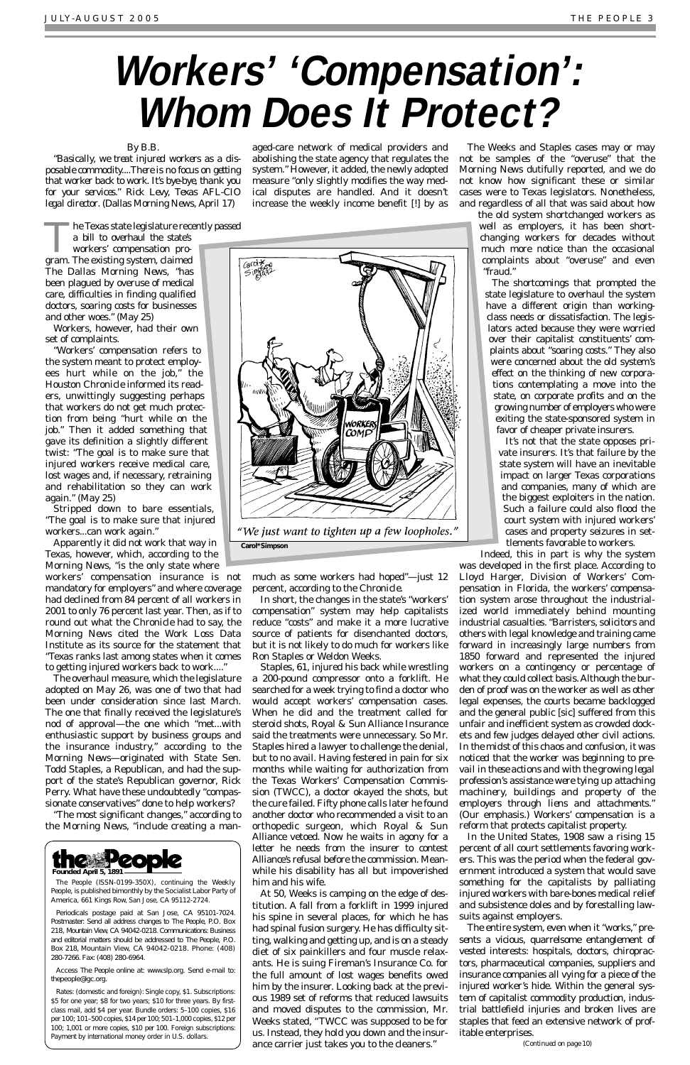# Workers' 'Compensation': Whom Does It Protect?

By B.B.

*"Basically, we treat injured workers as a disposable commodity....There is no focus on getting that worker back to work. It's bye-bye, thank you for your services." Rick Levy, Texas AFL-CIO legal director. (Dallas Morning News, April 17)*

The Texas state legislature recently passed a bill to overhaul the state's workers' compensation program. The existing system, claimed *The Dallas Morning News*, "has been plagued by overuse of medical care, difficulties in finding qualified doctors, soaring costs for businesses and other woes." (May 25)

Workers, however, had their own set of complaints.

"Workers' compensation refers to the system meant to protect employees hurt while on the job," the *Houston Chronicle* informed its readers, unwittingly suggesting perhaps that workers do not get much protection from being "hurt while on the job." Then it added something that gave its definition a slightly different twist: "The goal is to make sure that injured workers receive medical care, lost wages and, if necessary, retraining and rehabilitation so they can work again." (May 25)

Stripped down to bare essentials, "The goal is to make sure that injured workers...can work again."

Apparently it did not work that way in Texas, however, which, according to the *Morning News*, "is the only state where workers' compensation insurance is not mandatory for employers" and where coverage had declined from 84 percent of all workers in 2001 to only 76 percent last year. Then, as if to round out what the *Chronicle* had to say, the *Morning News* cited the Work Loss Data Institute as its source for the statement that "Texas ranks last among states when it comes to getting injured workers back to work...."

The overhaul measure, which the legislature adopted on May 26, was one of two that had been under consideration since last March. The one that finally received the legislature's nod of approval—the one which "met...with enthusiastic support by business groups and the insurance industry," according to the *Morning News*—originated with State Sen. Todd Staples, a Republican, and had the support of the state's Republican governor, Rick Perry. What have these undoubtedly "compassionate conservatives" done to help workers?

"The most significant changes," according to the *Morning News*, "include creating a managed-care network of medical providers and abolishing the state agency that regulates the system." However, it added, the newly adopted measure "only slightly modifies the way medical disputes are handled. And it doesn't increase the weekly income benefit [!] by as much as some workers had hoped"—just 12 percent, according to the *Chronicle*.

*"We just want to tighten up a few loopholes."*

Carol*Simpson

In short, the changes in the state's "workers' compensation" system may help capitalists reduce "costs" and make it a more lucrative source of patients for disenchanted doctors, but it is not likely to do much for workers like Ron Staples or Weldon Weeks.

Staples, 61, injured his back while wrestling a 200-pound compressor onto a forklift. He searched for a week trying to find a doctor who would accept workers' compensation cases. When he did and the treatment called for steroid shots, Royal & Sun Alliance Insurance said the treatments were unnecessary. So Mr. Staples hired a lawyer to challenge the denial, but to no avail. Having festered in pain for six months while waiting for authorization from the Texas Workers' Compensation Commission (TWCC), a doctor okayed the shots, but the cure failed. Fifty phone calls later he found another doctor who recommended a visit to an orthopedic surgeon, which Royal & Sun Alliance vetoed. Now he waits in agony for a letter he needs from the insurer to contest Alliance's refusal before the commission. Meanwhile his disability has all but impoverished him and his wife.

At 50, Weeks is camping on the edge of destitution. A fall from a forklift in 1999 injured his spine in several places, for which he has had spinal fusion surgery. He has difficulty sitting, walking and getting up, and is on a steady diet of six painkillers and four muscle relaxants. He is suing Fireman's Insurance Co. for the full amount of lost wages benefits owed him by the insurer. Looking back at the previous 1989 set of reforms that reduced lawsuits and moved disputes to the commission, Mr. Weeks stated, "TWCC was supposed to be for us. Instead, they hold you down and the insurance carrier just takes you to the cleaners."

The Weeks and Staples cases may or may not be samples of the "overuse" that the *Morning News* dutifully reported, and we do not know how significant these or similar cases were to Texas legislators. Nonetheless, and regardless of all that was said about how the old system shortchanged workers as well as employers, it has been shortchanging workers for decades without much more notice than the occasional complaints about "overuse" and even "fraud."

The shortcomings that prompted the state legislature to overhaul the system have a different origin than working-class needs or dissatisfaction. The legislators acted because they were worried over their capitalist constituents' complaints about "soaring costs." They also were concerned about the old system's effect on the thinking of new corporations contemplating a move into the state, on corporate profits and on the growing number of employers who were exiting the state-sponsored system in favor of cheaper private insurers.

It's not that the state opposes private insurers. It's that failure by the state system will have an inevitable impact on larger Texas corporations and companies, many of which are the biggest exploiters in the nation. Such a failure could also flood the court system with injured workers' cases and property seizures in settlements favorable to workers.

Indeed, this in part is why the system was developed in the first place. According to Lloyd Harger, Division of Workers' Compensation in Florida, the workers' compensation system arose throughout the industrialized world immediately behind mounting industrial casualties. "Barristers, solicitors and others with legal knowledge and training came forward in increasingly large numbers from 1850 forward and represented the injured workers on a contingency or percentage of what they could collect basis. Although the burden of proof was on the worker as well as other legal expenses, the courts became backlogged and the general public [sic] suffered from this unfair and inefficient system as crowded dockets and few judges delayed other civil actions. In the midst of this chaos and confusion, it was noticed that *the worker was beginning to prevail in these actions and with the growing legal profession's assistance were tying up attaching machinery, buildings and property of the employers through liens and attachments.*" (Our emphasis.) Workers' compensation is a reform that protects capitalist property.

In the United States, 1908 saw a rising 15 percent of all court settlements favoring workers. This was the period when the federal government introduced a system that would save something for the capitalists by palliating injured workers with bare-bones medical relief and subsistence doles and by forestalling lawsuits against employers.

The entire system, even when it "works," presents a vicious, quarrelsome entanglement of vested interests: hospitals, doctors, chiropractors, pharmaceutical companies, suppliers and insurance companies all vying for a piece of the injured worker's hide. Within the general system of capitalist commodity production, industrial battlefield injuries and broken lives are staples that feed an extensive network of profitable enterprises.

(Continued on page 10)

---

**the People**
**Founded April 5, 1891**

The People (ISSN-0199-350X), continuing the Weekly People, is published bimonthly by the Socialist Labor Party of America, 661 Kings Row, San Jose, CA 95112-2724.

Periodicals postage paid at San Jose, CA 95101-7024. Postmaster: Send all address changes to The People, P.O. Box 218, Mountain View, CA 94042-0218. Communications: Business and editorial matters should be addressed to The People, P.O. Box 218, Mountain View, CA 94042-0218. Phone: (408) 280-7266. Fax: (408) 280-6964.

Access The People online at: www.slp.org. Send e-mail to: thepeople@igc.org.

Rates: (domestic and foreign): Single copy, $1. Subscriptions: $5 for one year; $8 for two years; $10 for three years. By first-class mail, add $4 per year. Bundle orders: 5–100 copies, $16 per 100; 101–500 copies, $14 per 100; 501–1,000 copies, $12 per 100; 1,001 or more copies, $10 per 100. Foreign subscriptions: Payment by international money order in U.S. dollars.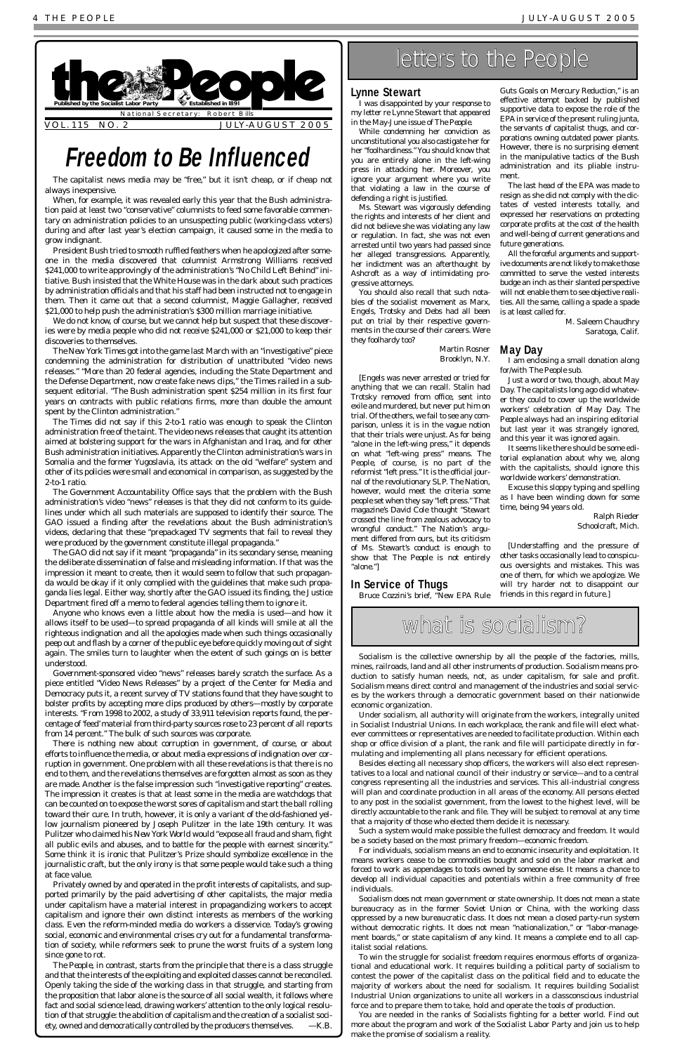# the People

Published by the Socialist Labor Party — Established in 1891

National Secretary: Robert Bills

VOL. 115 NO. 2 — JULY-AUGUST 2005

# Freedom to Be Influenced

The capitalist news media may be "free," but it isn't cheap, or if cheap not always inexpensive.

When, for example, it was revealed early this year that the Bush administration paid at least two "conservative" columnists to feed some favorable commentary on administration policies to an unsuspecting public (working-class voters) during and after last year's election campaign, it caused some in the media to grow indignant.

President Bush tried to smooth ruffled feathers when he apologized after someone in the media discovered that columnist Armstrong Williams received $241,000 to write approvingly of the administration's "No Child Left Behind" initiative. Bush insisted that the White House was in the dark about such practices by administration officials and that his staff had been instructed not to engage in them. Then it came out that a second columnist, Maggie Gallagher, received $21,000 to help push the administration's $300 million marriage initiative.

We do not know, of course, but we cannot help but suspect that these discoveries were by media people who did not receive $241,000 or $21,000 to keep their discoveries to themselves.

The *New York Times* got into the game last March with an "investigative" piece condemning the administration for distribution of unattributed "video news releases." "More than 20 federal agencies, including the State Department and the Defense Department, now create fake news clips," the *Times* railed in a subsequent editorial. "The Bush administration spent $254 million in its first four years on contracts with public relations firms, more than double the amount spent by the Clinton administration."

The *Times* did not say if this 2-to-1 ratio was enough to speak the Clinton administration free of the taint. The video news releases that caught its attention aimed at bolstering support for the wars in Afghanistan and Iraq, and for other Bush administration initiatives. Apparently the Clinton administration's wars in Somalia and the former Yugoslavia, its attack on the old "welfare" system and other of its policies were small and economical in comparison, as suggested by the 2-to-1 ratio.

The Government Accountability Office says that the problem with the Bush administration's video "news" releases is that they did not conform to its guidelines under which all such materials are supposed to identify their source. The GAO issued a finding after the revelations about the Bush administration's videos, declaring that these "prepackaged TV segments that fail to reveal they were produced by the government constitute illegal propaganda."

The GAO did not say if it meant "propaganda" in its secondary sense, meaning the deliberate dissemination of false and misleading information. If that was the impression it meant to create, then it would seem to follow that such propaganda would be okay if it only complied with the guidelines that make such propaganda lies legal. Either way, shortly after the GAO issued its finding, the Justice Department fired off a memo to federal agencies telling them to ignore it.

Anyone who knows even a little about how the media is used—and how it allows itself to be used—to spread propaganda of all kinds will smile at all the righteous indignation and all the apologies made when such things occasionally peep out and flash by a corner of the public eye before quickly moving out of sight again. The smiles turn to laughter when the extent of such goings on is better understood.

Government-sponsored video "news" releases barely scratch the surface. As a piece entitled "Video News Releases" by a project of the Center for Media and Democracy puts it, a recent survey of TV stations found that they have sought to bolster profits by accepting more clips produced by others—mostly by corporate interests. "From 1998 to 2002, a study of 33,911 television reports found, the percentage of 'feed' material from third-party sources rose to 23 percent of all reports from 14 percent." The bulk of such sources was corporate.

There is nothing new about corruption in government, of course, or about efforts to influence the media, or about media expressions of indignation over corruption in government. One problem with all these revelations is that there is no end to them, and the revelations themselves are forgotten almost as soon as they are made. Another is the false impression such "investigative reporting" creates. The impression it creates is that at least some in the media are watchdogs that can be counted on to expose the worst sores of capitalism and start the ball rolling toward their cure. In truth, however, it is only a variant of the old-fashioned yellow journalism pioneered by Joseph Pulitzer in the late 19th century. It was Pulitzer who claimed his *New York World* would "expose all fraud and sham, fight all public evils and abuses, and to battle for the people with earnest sincerity." Some think it is ironic that Pulitzer's Prize should symbolize excellence in the journalistic craft, but the only irony is that some people would take such a thing at face value.

Privately owned by and operated in the profit interests of capitalists, and supported primarily by the paid advertising of other capitalists, the major media under capitalism have a material interest in propagandizing workers to accept capitalism and ignore their own distinct interests as members of the working class. Even the reform-minded media do workers a disservice. Today's growing social, economic and environmental crises cry out for a fundamental transformation of society, while reformers seek to prune the worst fruits of a system long since gone to rot.

The *People*, in contrast, starts from the principle that there is a class struggle and that the interests of the exploiting and exploited classes cannot be reconciled. Openly taking the side of the working class in that struggle, and starting from the proposition that labor alone is the source of all social wealth, it follows where fact and social science lead, drawing workers' attention to the only logical resolution of that struggle: the abolition of capitalism and the creation of a socialist society, owned and democratically controlled by the producers themselves. —K.B.

# letters to the People

## Lynne Stewart

I was disappointed by your response to my letter re Lynne Stewart that appeared in the May-June issue of *The People*.

While condemning her conviction as unconstitutional you also castigate her for her "foolhardiness." You should know that you are entirely alone in the left-wing press in attacking her. Moreover, you ignore your argument where you write that violating a law in the course of defending a right is justified.

Ms. Stewart was vigorously defending the rights and interests of her client and did not believe she was violating any law or regulation. In fact, she was not even arrested until two years had passed since her alleged transgressions. Apparently, her indictment was an afterthought by Ashcroft as a way of intimidating progressive attorneys.

You should also recall that such notables of the socialist movement as Marx, Engels, Trotsky and Debs had all been put on trial by their respective governments in the course of their careers. Were they foolhardy too?

Martin Rosner
Brooklyn, N.Y.

[Engels was never arrested or tried for anything that we can recall. Stalin had Trotsky removed from office, sent into exile and murdered, but never put him on trial. Of the others, we fail to see any comparison, unless it is in the vague notion that their trials were unjust. As for being "alone in the left-wing press," it depends on what "left-wing press" means. The *People*, of course, is no part of the reformist "left press." It is the official journal of the revolutionary SLP. *The Nation*, however, would meet the criteria some people set when they say "left press." That magazine's David Cole thought "Stewart crossed the line from zealous advocacy to wrongful conduct." *The Nation*'s argument differed from ours, but its criticism of Ms. Stewart's conduct is enough to show that *The People* is not entirely "alone."]

## In Service of Thugs

Bruce Cozzini's brief, "New EPA Rule Guts Goals on Mercury Reduction," is an effective attempt backed by published supportive data to expose the role of the EPA in service of the present ruling junta, the servants of capitalist thugs, and corporations owning outdated power plants. However, there is no surprising element in the manipulative tactics of the Bush administration and its pliable instrument.

The last head of the EPA was made to resign as she did not comply with the dictates of vested interests totally, and expressed her reservations on protecting corporate profits at the cost of the health and well-being of current generations and future generations.

All the forceful arguments and supportive documents are not likely to make those committed to serve the vested interests budge an inch as their slanted perspective will not enable them to see objective realities. All the same, calling a spade a spade is at least called for.

M. Saleem Chaudhry
Saratoga, Calif.

## May Day

I am enclosing a small donation along for/with *The People* sub.

Just a word or two, though, about May Day. The capitalists long ago did whatever they could to cover up the worldwide workers' celebration of May Day. The *People* always had an inspiring editorial but last year it was strangely ignored, and this year it was ignored again.

It seems like there should be some editorial explanation about why we, along with the capitalists, should ignore this worldwide workers' demonstration.

Excuse this sloppy typing and spelling as I have been winding down for some time, being 94 years old.

Ralph Rieder
Schoolcraft, Mich.

[Understaffing and the pressure of other tasks occasionally lead to conspicuous oversights and mistakes. This was one of them, for which we apologize. We will try harder not to disappoint our friends in this regard in future.]

# what is socialism?

Socialism is the collective ownership by all the people of the factories, mills, mines, railroads, land and all other instruments of production. Socialism means production to satisfy human needs, not, as under capitalism, for sale and profit. Socialism means direct control and management of the industries and social services by the workers through a democratic government based on their nationwide economic organization.

Under socialism, all authority will originate from the workers, integrally united in Socialist Industrial Unions. In each workplace, the rank and file will elect whatever committees or representatives are needed to facilitate production. Within each shop or office division of a plant, the rank and file will participate directly in formulating and implementing all plans necessary for efficient operations.

Besides electing all necessary shop officers, the workers will also elect representatives to a local and national council of their industry or service—and to a central congress representing all the industries and services. This all-industrial congress will plan and coordinate production in all areas of the economy. All persons elected to any post in the socialist government, from the lowest to the highest level, will be directly accountable to the rank and file. They will be subject to removal at any time that a majority of those who elected them decide it is necessary.

Such a system would make possible the fullest democracy and freedom. It would be a society based on the most primary freedom—economic freedom.

For individuals, socialism means an end to economic insecurity and exploitation. It means workers cease to be commodities bought and sold on the labor market and forced to work as appendages to tools owned by someone else. It means a chance to develop all individual capacities and potentials within a free community of free individuals.

Socialism does not mean government or state ownership. It does not mean a state bureaucracy as in the former Soviet Union or China, with the working class oppressed by a new bureaucratic class. It does not mean a closed party-run system without democratic rights. It does not mean "nationalization," or "labor-management boards," or state capitalism of any kind. It means a complete end to all capitalist social relations.

To win the struggle for socialist freedom requires enormous efforts of organizational and educational work. It requires building a political party of socialism to contest the power of the capitalist class on the political field and to educate the majority of workers about the need for socialism. It requires building Socialist Industrial Union organizations to unite all workers in a classconscious industrial force and to prepare them to take, hold and operate the tools of production.

You are needed in the ranks of Socialists fighting for a better world. Find out more about the program and work of the Socialist Labor Party and join us to help make the promise of socialism a reality.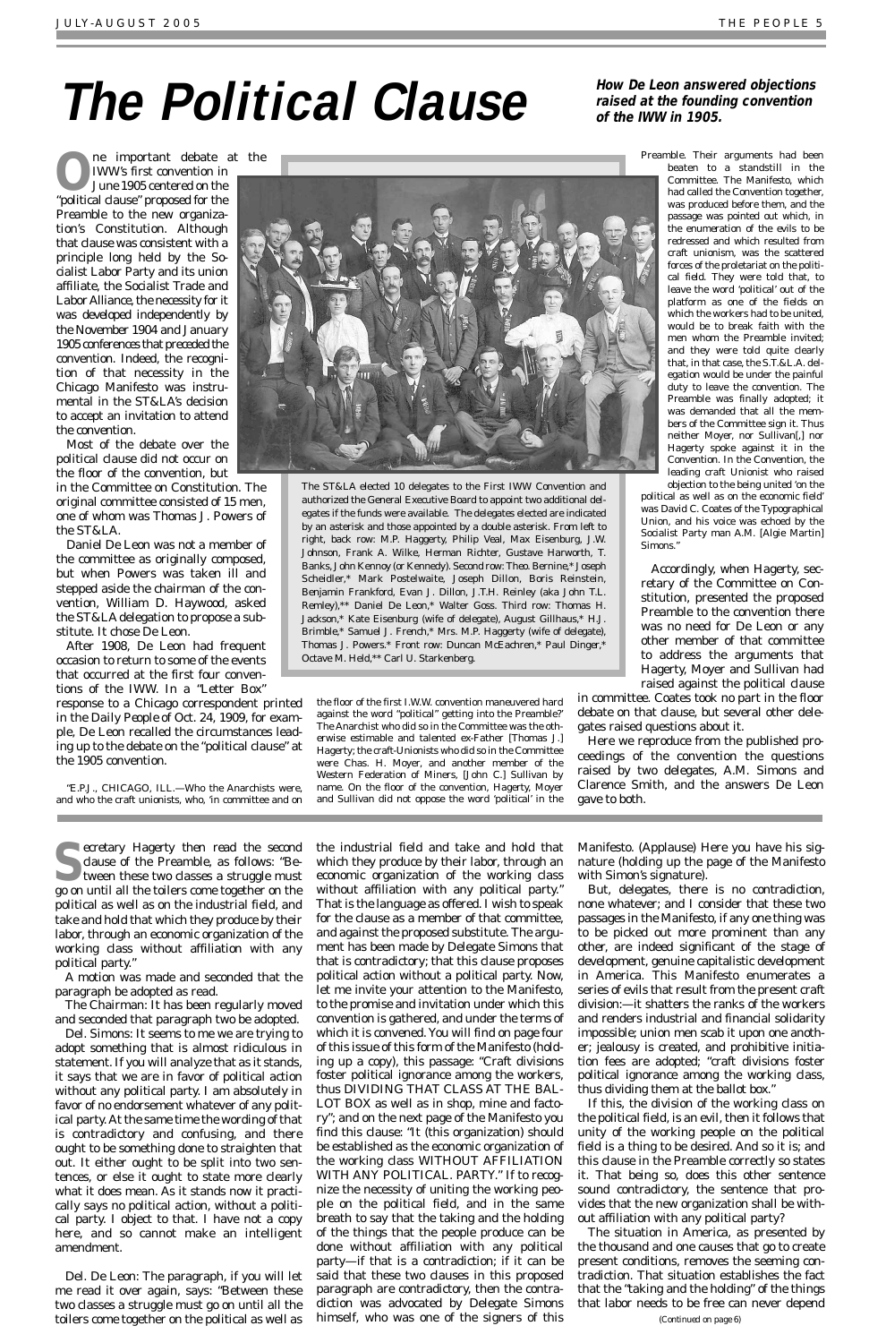# The Political Clause

**How De Leon answered objections raised at the founding convention of the IWW in 1905.**

One important debate at the IWW's first convention in June 1905 centered on the "political clause" proposed for the Preamble to the new organization's Constitution. Although that clause was consistent with a principle long held by the Socialist Labor Party and its union affiliate, the Socialist Trade and Labor Alliance, the necessity for it was developed independently by the November 1904 and January 1905 conferences that preceded the convention. Indeed, the recognition of that necessity in the Chicago Manifesto was instrumental in the ST&LA's decision to accept an invitation to attend the convention.

Most of the debate over the political clause did not occur on the floor of the convention, but in the Committee on Constitution. The original committee consisted of 15 men, one of whom was Thomas J. Powers of the ST&LA.

Daniel De Leon was not a member of the committee as originally composed, but when Powers was taken ill and stepped aside the chairman of the convention, William D. Haywood, asked the ST&LA delegation to propose a substitute. It chose De Leon.

After 1908, De Leon had frequent occasion to return to some of the events that occurred at the first four conventions of the IWW. In a "Letter Box" response to a Chicago correspondent printed in the Daily People of Oct. 24, 1909, for example, De Leon recalled the circumstances leading up to the debate on the "political clause" at the 1905 convention.

"E.P.J., CHICAGO, ILL.—Who the Anarchists were, and who the craft unionists, who, 'in committee and on the floor of the first I.W.W. convention maneuvered hard against the word "political" getting into the Preamble?' The Anarchist who did so in the Committee was the otherwise estimable and talented ex-Father [Thomas J.] Hagerty; the craft-Unionists who did so in the Committee were Chas. H. Moyer, and another member of the Western Federation of Miners, [John C.] Sullivan by name. On the floor of the convention, Hagerty, Moyer and Sullivan did not oppose the word 'political' in the Preamble. Their arguments had been beaten to a standstill in the Committee. The Manifesto, which had called the Convention together, was produced before them, and the passage was pointed out which, in the enumeration of the evils to be redressed and which resulted from craft unionism, was the scattered forces of the proletariat on the political field. They were told that, to leave the word 'political' out of the platform as one of the fields on which the workers had to be united, would be to break faith with the men whom the Preamble invited; and they were told quite clearly that, in that case, the S.T.&L.A. delegation would be under the painful duty to leave the convention. The Preamble was finally adopted; it was demanded that all the members of the Committee sign it. Thus neither Moyer, nor Sullivan[,] nor Hagerty spoke against it in the Convention. In the Convention, the leading craft Unionist who raised objection to the being united 'on the political as well as on the economic field' was David C. Coates of the Typographical Union, and his voice was echoed by the Socialist Party man A.M. [Algie Martin] Simons."

The ST&LA elected 10 delegates to the First IWW Convention and authorized the General Executive Board to appoint two additional delegates if the funds were available. The delegates elected are indicated by an asterisk and those appointed by a double asterisk. From left to right, back row: M.P. Haggerty, Philip Veal, Max Eisenburg, J.W. Johnson, Frank A. Wilke, Herman Richter, Gustave Harworth, T. Banks, John Kennoy (or Kennedy). Second row: Theo. Bernine,* Joseph Scheidler,* Mark Postelwaite, Joseph Dillon, Boris Reinstein, Benjamin Frankford, Evan J. Dillon, J.T.H. Reinley (aka John T.L. Remley),** Daniel De Leon,* Walter Goss. Third row: Thomas H. Jackson,* Kate Eisenburg (wife of delegate), August Gillhaus,* H.J. Brimble,* Samuel J. French,* Mrs. M.P. Haggerty (wife of delegate), Thomas J. Powers.* Front row: Duncan McEachren,* Paul Dinger,* Octave M. Held,** Carl U. Starkenberg.

Accordingly, when Hagerty, secretary of the Committee on Constitution, presented the proposed Preamble to the convention there was no need for De Leon or any other member of that committee to address the arguments that Hagerty, Moyer and Sullivan had raised against the political clause in committee. Coates took no part in the floor debate on that clause, but several other delegates raised questions about it.

Here we reproduce from the published proceedings of the convention the questions raised by two delegates, A.M. Simons and Clarence Smith, and the answers De Leon gave to both.

---

Secretary Hagerty then read the second clause of the Preamble, as follows: "Between these two classes a struggle must go on until all the toilers come together on the political as well as on the industrial field, and take and hold that which they produce by their labor, through an economic organization of the working class without affiliation with any political party."

A motion was made and seconded that the paragraph be adopted as read.

The Chairman: It has been regularly moved and seconded that paragraph two be adopted.

Del. Simons: It seems to me we are trying to adopt something that is almost ridiculous in statement. If you will analyze that as it stands, it says that we are in favor of political action without any political party. I am absolutely in favor of no endorsement whatever of any political party. At the same time the wording of that is contradictory and confusing, and there ought to be something done to straighten that out. It either ought to be split into two sentences, or else it ought to state more clearly what it does mean. As it stands now it practically says no political action, without a political party. I object to that. I have not a copy here, and so cannot make an intelligent amendment.

Del. De Leon: The paragraph, if you will let me read it over again, says: "Between these two classes a struggle must go on until all the toilers come together on the political as well as the industrial field and take and hold that which they produce by their labor, through an economic organization of the working class without affiliation with any political party." That is the language as offered. I wish to speak for the clause as a member of that committee, and against the proposed substitute. The argument has been made by Delegate Simons that that is contradictory; that this clause proposes political action without a political party. Now, let me invite your attention to the Manifesto, to the promise and invitation under which this convention is gathered, and under the terms of which it is convened. You will find on page four of this issue of this form of the Manifesto (holding up a copy), this passage: "Craft divisions foster political ignorance among the workers, thus DIVIDING THAT CLASS AT THE BALLOT BOX as well as in shop, mine and factory"; and on the next page of the Manifesto you find this clause: "It (this organization) should be established as the economic organization of the working class WITHOUT AFFILIATION WITH ANY POLITICAL. PARTY." If to recognize the necessity of uniting the working people on the political field, and in the same breath to say that the taking and the holding of the things that the people produce can be done without affiliation with any political party—if that is a contradiction; if it can be said that these two clauses in this proposed paragraph are contradictory, then the contradiction was advocated by Delegate Simons himself, who was one of the signers of this Manifesto. (Applause) Here you have his signature (holding up the page of the Manifesto with Simon's signature).

But, delegates, there is no contradiction, none whatever; and I consider that these two passages in the Manifesto, if any one thing was to be picked out more prominent than any other, are indeed significant of the stage of development, genuine capitalistic development in America. This Manifesto enumerates a series of evils that result from the present craft division:—it shatters the ranks of the workers and renders industrial and financial solidarity impossible; union men scab it upon one another; jealousy is created, and prohibitive initiation fees are adopted; "craft divisions foster political ignorance among the working class, thus dividing them at the ballot box."

If this, the division of the working class on the political field, is an evil, then it follows that unity of the working people on the political field is a thing to be desired. And so it is; and this clause in the Preamble correctly so states it. That being so, does this other sentence sound contradictory, the sentence that provides that the new organization shall be without affiliation with any political party?

The situation in America, as presented by the thousand and one causes that go to create present conditions, removes the seeming contradiction. That situation establishes the fact that the "taking and the holding" of the things that labor needs to be free can never depend

(Continued on page 6)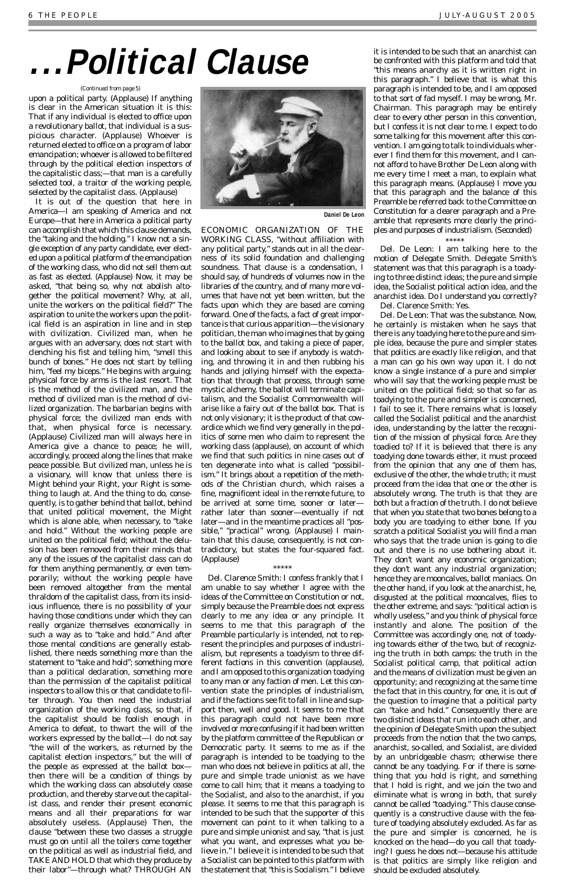# . . . Political Clause

(Continued from page 5)

upon a political party. (Applause) If anything is clear in the American situation it is this: That if any individual is elected to office upon a revolutionary ballot, that individual is a suspicious character. (Applause) Whoever is returned elected to office on a program of labor emancipation; whoever is allowed to be filtered through by the political election inspectors of the capitalistic class;—that man is a carefully selected tool, a traitor of the working people, selected by the capitalist class. (Applause)

It is out of the question that here in America—I am speaking of America and not Europe—that here in America a political party can accomplish that which this clause demands, the "taking and the holding." I know not a single exception of any party candidate, ever elected upon a political platform of the emancipation of the working class, who did not sell them out as fast as elected. (Applause) Now, it may be asked, "that being so, why not abolish altogether the political movement? Why, at all, unite the workers on the political field?" The aspiration to unite the workers upon the political field is an aspiration in line and in step with civilization. Civilized man, when he argues with an adversary, does not start with clenching his fist and telling him, "smell this bunch of bones." He does not start by telling him, "feel my biceps." He begins with arguing; physical force by arms is the last resort. That is the method of the civilized man, and the method of civilized man is the method of civilized organization. The barbarian begins with physical force; the civilized man ends with that, when physical force is necessary. (Applause) Civilized man will always here in America give a chance to peace; he will, accordingly, proceed along the lines that make peace possible. But civilized man, unless he is a visionary, will know that unless there is Might behind your Right, your Right is something to laugh at. And the thing to do, consequently, is to gather behind that ballot, behind that united political movement, the Might which is alone able, when necessary, to "take and hold." Without the working people are united on the political field; without the delusion has been removed from their minds that any of the issues of the capitalist class can do for them anything permanently, or even temporarily; without the working people have been removed altogether from the mental thraldom of the capitalist class, from its insidious influence, there is no possibility of your having those conditions under which they can really organize themselves economically in such a way as to "take and hold." And after those mental conditions are generally established, there needs something more than the statement to "take and hold"; something more than a political declaration, something more than the permission of the capitalist political inspectors to allow this or that candidate to filter through. You then need the industrial organization of the working class, so that, if the capitalist should be foolish enough in America to defeat, to thwart the will of the workers expressed by the ballot—I do not say "the will of the workers, as returned by the capitalist election inspectors," but the will of the people as expressed at the ballot box—then there will be a condition of things by which the working class can absolutely cease production, and thereby starve out the capitalist class, and render their present economic means and all their preparations for war absolutely useless. (Applause) Then, the clause "between these two classes a struggle must go on until all the toilers come together on the political as well as industrial field, and TAKE AND HOLD that which they produce by their labor"—through what? THROUGH AN ECONOMIC ORGANIZATION OF THE WORKING CLASS, "without affiliation with any political party," stands out in all the clearness of its solid foundation and challenging soundness. That clause is a condensation, I should say, of hundreds of volumes now in the libraries of the country, and of many more volumes that have not yet been written, but the facts upon which they are based are coming forward. One of the facts, a fact of great importance is that curious apparition—the visionary politician, the man who imagines that by going to the ballot box, and taking a piece of paper, and looking about to see if anybody is watching, and throwing it in and then rubbing his hands and jollying himself with the expectation that through that process, through some mystic alchemy, the ballot will terminate capitalism, and the Socialist Commonwealth will arise like a fairy out of the ballot box. That is not only visionary; it is the product of that cowardice which we find very generally in the politics of some men who claim to represent the working class (applause), on account of which we find that such politics in nine cases out of ten degenerate into what is called "possibilism." It brings about a repetition of the methods of the Christian church, which raises a fine, magnificent ideal in the remote future, to be arrived at some time, sooner or later—rather later than sooner—eventually if not later—and in the meantime practices all "possible," "practical" wrong. (Applause) I maintain that this clause, consequently, is not contradictory, but states the four-squared fact. (Applause)

\*\*\*\*\*

Del. Clarence Smith: I confess frankly that I am unable to say whether I agree with the ideas of the Committee on Constitution or not, simply because the Preamble does not express clearly to me any idea or any principle. It seems to me that this paragraph of the Preamble particularly is intended, not to represent the principles and purposes of industrialism, but represents a toadyism to three different factions in this convention (applause), and I am opposed to this organization toadying to any man or any faction of men. Let this convention state the principles of industrialism, and if the factions see fit to fall in line and support them, well and good. It seems to me that this paragraph could not have been more involved or more confusing if it had been written by the platform committee of the Republican or Democratic party. It seems to me as if the paragraph is intended to be toadying to the man who does not believe in politics at all, the pure and simple trade unionist as we have come to call him; that it means a toadying to the Socialist, and also to the anarchist, if you please. It seems to me that this paragraph is intended to be such that the supporter of this movement can point to it when talking to a pure and simple unionist and say, "that is just what you want, and expresses what you believe in." I believe it is intended to be such that a Socialist can be pointed to this platform with the statement that "this is Socialism." I believe it is intended to be such that an anarchist can be confronted with this platform and told that "this means anarchy as it is written right in this paragraph." I believe that is what this paragraph is intended to be, and I am opposed to that sort of fad myself. I may be wrong, Mr. Chairman. This paragraph may be entirely clear to every other person in this convention, but I confess it is not clear to me. I expect to do some talking for this movement after this convention. I am going to talk to individuals wherever I find them for this movement, and I cannot afford to have Brother De Leon along with me every time I meet a man, to explain what this paragraph means. (Applause) I move you that this paragraph and the balance of this Preamble be referred back to the Committee on Constitution for a clearer paragraph and a Preamble that represents more clearly the principles and purposes of industrialism. (Seconded)

Daniel De Leon

\*\*\*\*\*

Del. De Leon: I am talking here to the motion of Delegate Smith. Delegate Smith's statement was that this paragraph is a toadying to three distinct ideas; the pure and simple idea, the Socialist political action idea, and the anarchist idea. Do I understand you correctly?

Del. Clarence Smith: Yes.

Del. De Leon: That was the substance. Now, he certainly is mistaken when he says that there is any toadying here to the pure and simple idea, because the pure and simpler states that politics are exactly like religion, and that a man can go his own way upon it. I do not know a single instance of a pure and simpler who will say that the working people must be united on the political field; so that so far as toadying to the pure and simpler is concerned, I fail to see it. There remains what is loosely called the Socialist political and the anarchist idea, understanding by the latter the recognition of the mission of physical force. Are they toadied to? If it is believed that there is any toadying done towards either, it must proceed from the opinion that any one of them has, exclusive of the other, the whole truth; it must proceed from the idea that one or the other is absolutely wrong. The truth is that they are both but a fraction of the truth. I do not believe that when you state that two bones belong to a body you are toadying to either bone. If you scratch a political Socialist you will find a man who says that the trade union is going to die out and there is no use bothering about it. They don't want any economic organization; they don't want any industrial organization; hence they are mooncalves, ballot maniacs. On the other hand, if you look at the anarchist, he, disgusted at the political mooncalves, flies to the other extreme, and says: "political action is wholly useless," and you think of physical force instantly and alone. The position of the Committee was accordingly one, not of toadying towards either of the two, but of recognizing the truth in both camps: the truth in the Socialist political camp, that political action and the means of civilization must be given an opportunity; and recognizing at the same time the fact that in this country, for one, it is out of the question to imagine that a political party can "take and hold." Consequently there are two distinct ideas that run into each other, and the opinion of Delegate Smith upon the subject proceeds from the notion that the two camps, anarchist, so-called, and Socialist, are divided by an unbridgeable chasm; otherwise there cannot be any toadying. For if there is something that you hold is right, and something that I hold is right, and we join the two and eliminate what is wrong in both, that surely cannot be called "toadying." This clause consequently is a constructive clause with the feature of toadying absolutely excluded. As far as the pure and simpler is concerned, he is knocked on the head—do you call that toadying? I guess he does not—because his attitude is that politics are simply like religion and should be excluded absolutely.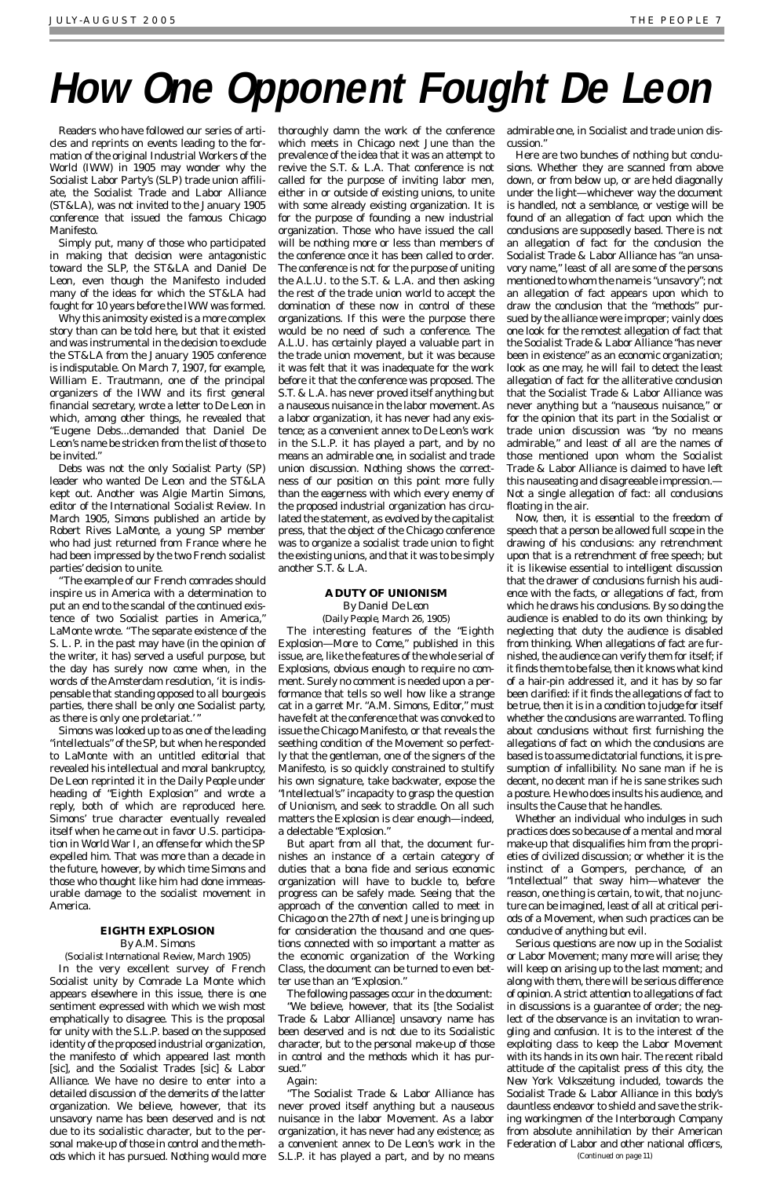# How One Opponent Fought De Leon

Readers who have followed our series of articles and reprints on events leading to the formation of the original Industrial Workers of the World (IWW) in 1905 may wonder why the Socialist Labor Party's (SLP) trade union affiliate, the Socialist Trade and Labor Alliance (ST&LA), was not invited to the January 1905 conference that issued the famous Chicago Manifesto.

Simply put, many of those who participated in making that decision were antagonistic toward the SLP, the ST&LA and Daniel De Leon, even though the Manifesto included many of the ideas for which the ST&LA had fought for 10 years before the IWW was formed.

Why this animosity existed is a more complex story than can be told here, but that it existed and was instrumental in the decision to exclude the ST&LA from the January 1905 conference is indisputable. On March 7, 1907, for example, William E. Trautmann, one of the principal organizers of the IWW and its first general financial secretary, wrote a letter to De Leon in which, among other things, he revealed that "Eugene Debs...demanded that Daniel De Leon's name be stricken from the list of those to be invited."

Debs was not the only Socialist Party (SP) leader who wanted De Leon and the ST&LA kept out. Another was Algie Martin Simons, editor of the *International Socialist Review*. In March 1905, Simons published an article by Robert Rives LaMonte, a young SP member who had just returned from France where he had been impressed by the two French socialist parties' decision to unite.

"The example of our French comrades should inspire us in America with a determination to put an end to the scandal of the continued existence of two Socialist parties in America," LaMonte wrote. "The separate existence of the S. L. P. in the past may have (in the opinion of the writer, it has) served a useful purpose, but the day has surely now come when, in the words of the Amsterdam resolution, 'it is indispensable that standing opposed to all bourgeois parties, there shall be only one Socialist party, as there is only one proletariat.'"

Simons was looked up to as one of the leading "intellectuals" of the SP, but when he responded to LaMonte with an untitled editorial that revealed his intellectual and moral bankruptcy, De Leon reprinted it in the *Daily People* under heading of "Eighth Explosion" and wrote a reply, both of which are reproduced here. Simons' true character eventually revealed itself when he came out in favor U.S. participation in World War I, an offense for which the SP expelled him. That was more than a decade in the future, however, by which time Simons and those who thought like him had done immeasurable damage to the socialist movement in America.

### EIGHTH EXPLOSION

By A.M. Simons

(*Socialist International Review*, March 1905)

In the very excellent survey of French Socialist unity by Comrade La Monte which appears elsewhere in this issue, there is one sentiment expressed with which we wish most emphatically to disagree. This is the proposal for unity with the S.L.P. based on the supposed identity of the proposed industrial organization, the manifesto of which appeared last month [sic], and the Socialist Trades [sic] & Labor Alliance. We have no desire to enter into a detailed discussion of the demerits of the latter organization. We believe, however, that its unsavory name has been deserved and is not due to its socialistic character, but to the personal make-up of those in control and the methods which it has pursued. Nothing would more thoroughly damn the work of the conference which meets in Chicago next June than the prevalence of the idea that it was an attempt to revive the S.T. & L.A. That conference is not called for the purpose of inviting labor men, either in or outside of existing unions, to unite with some already existing organization. It is for the purpose of founding a new industrial organization. Those who have issued the call will be nothing more or less than members of the conference once it has been called to order. The conference is not for the purpose of uniting the A.L.U. to the S.T. & L.A. and then asking the rest of the trade union world to accept the domination of these now in control of these organizations. If this were the purpose there would be no need of such a conference. The A.L.U. has certainly played a valuable part in the trade union movement, but it was because it was felt that it was inadequate for the work before it that the conference was proposed. The S.T. & L.A. has never proved itself anything but a nauseous nuisance in the labor movement. As a labor organization, it has never had any existence; as a convenient annex to De Leon's work in the S.L.P. it has played a part, and by no means an admirable one, in socialist and trade union discussion. Nothing shows the correctness of our position on this point more fully than the eagerness with which every enemy of the proposed industrial organization has circulated the statement, as evolved by the capitalist press, that the object of the Chicago conference was to organize a socialist trade union to fight the existing unions, and that it was to be simply another S.T. & L.A.

### A DUTY OF UNIONISM

By Daniel De Leon

(*Daily People*, March 26, 1905)

The interesting features of the "Eighth Explosion—More to Come," published in this issue, are, like the features of the whole serial of Explosions, obvious enough to require no comment. Surely no comment is needed upon a performance that tells so well how like a strange cat in a garret Mr. "A.M. Simons, Editor," must have felt at the conference that was convoked to issue the Chicago Manifesto, or that reveals the seething condition of the Movement so perfectly that the gentleman, one of the signers of the Manifesto, is so quickly constrained to stultify his own signature, take backwater, expose the "Intellectual's" incapacity to grasp the question of Unionism, and seek to straddle. On all such matters the Explosion is clear enough—indeed, a delectable "Explosion."

But apart from all that, the document furnishes an instance of a certain category of duties that a bona fide and serious economic organization will have to buckle to, before progress can be safely made. Seeing that the approach of the convention called to meet in Chicago on the 27th of next June is bringing up for consideration the thousand and one questions connected with so important a matter as the economic organization of the Working Class, the document can be turned to even better use than an "Explosion."

The following passages occur in the document:

"We believe, however, that its [the Socialist Trade & Labor Alliance] unsavory name has been deserved and is not due to its Socialistic character, but to the personal make-up of those in control and the methods which it has pursued."

Again:

"The Socialist Trade & Labor Alliance has never proved itself anything but a nauseous nuisance in the labor Movement. As a labor organization, it has never had any existence; as a convenient annex to De Leon's work in the S.L.P. it has played a part, and by no means admirable one, in Socialist and trade union discussion."

Here are two bunches of nothing but conclusions. Whether they are scanned from above down, or from below up, or are held diagonally under the light—whichever way the document is handled, not a semblance, or vestige will be found of an allegation of fact upon which the conclusions are supposedly based. There is not an allegation of fact for the conclusion the Socialist Trade & Labor Alliance has "an unsavory name," least of all are some of the persons mentioned to whom the name is "unsavory"; not an allegation of fact appears upon which to draw the conclusion that the "methods" pursued by the alliance were improper; vainly does one look for the remotest allegation of fact that the Socialist Trade & Labor Alliance "has never been in existence" as an economic organization; look as one may, he will fail to detect the least allegation of fact for the alliterative conclusion that the Socialist Trade & Labor Alliance was never anything but a "nauseous nuisance," or for the opinion that its part in the Socialist or trade union discussion was "by no means admirable," and least of all are the names of those mentioned upon whom the Socialist Trade & Labor Alliance is claimed to have left this nauseating and disagreeable impression.—Not a single allegation of fact: all conclusions floating in the air.

Now, then, it is essential to the freedom of speech that a person be allowed full scope in the drawing of his conclusions: any retrenchment upon that is a retrenchment of free speech; but it is likewise essential to intelligent discussion that the drawer of conclusions furnish his audience with the facts, or allegations of fact, from which he draws his conclusions. By so doing the audience is enabled to do its own thinking; by neglecting that duty the audience is disabled from thinking. When allegations of fact are furnished, the audience can verify them for itself; if it finds them to be false, then it knows what kind of a hair-pin addressed it, and it has by so far been clarified: if it finds the allegations of fact to be true, then it is in a condition to judge for itself whether the conclusions are warranted. To fling about conclusions without first furnishing the allegations of fact on which the conclusions are based is to assume dictatorial functions, it is presumption of infallibility. No sane man if he is decent, no decent man if he is sane strikes such a posture. He who does insults his audience, and insults the Cause that he handles.

Whether an individual who indulges in such practices does so because of a mental and moral make-up that disqualifies him from the proprieties of civilized discussion; or whether it is the instinct of a Gompers, perchance, of an "Intellectual" that sway him—whatever the reason, one thing is certain, to wit, that no juncture can be imagined, least of all at critical periods of a Movement, when such practices can be conducive of anything but evil.

Serious questions are now up in the Socialist or Labor Movement; many more will arise; they will keep on arising up to the last moment; and along with them, there will be serious difference of opinion. A strict attention to allegations of fact in discussions is a guarantee of order; the neglect of the observance is an invitation to wrangling and confusion. It is to the interest of the exploiting class to keep the Labor Movement with its hands in its own hair. The recent ribald attitude of the capitalist press of this city, the New York *Volkszeitung* included, towards the Socialist Trade & Labor Alliance in this body's dauntless endeavor to shield and save the striking workingmen of the Interborough Company from absolute annihilation by their American Federation of Labor and other national officers,

*(Continued on page 11)*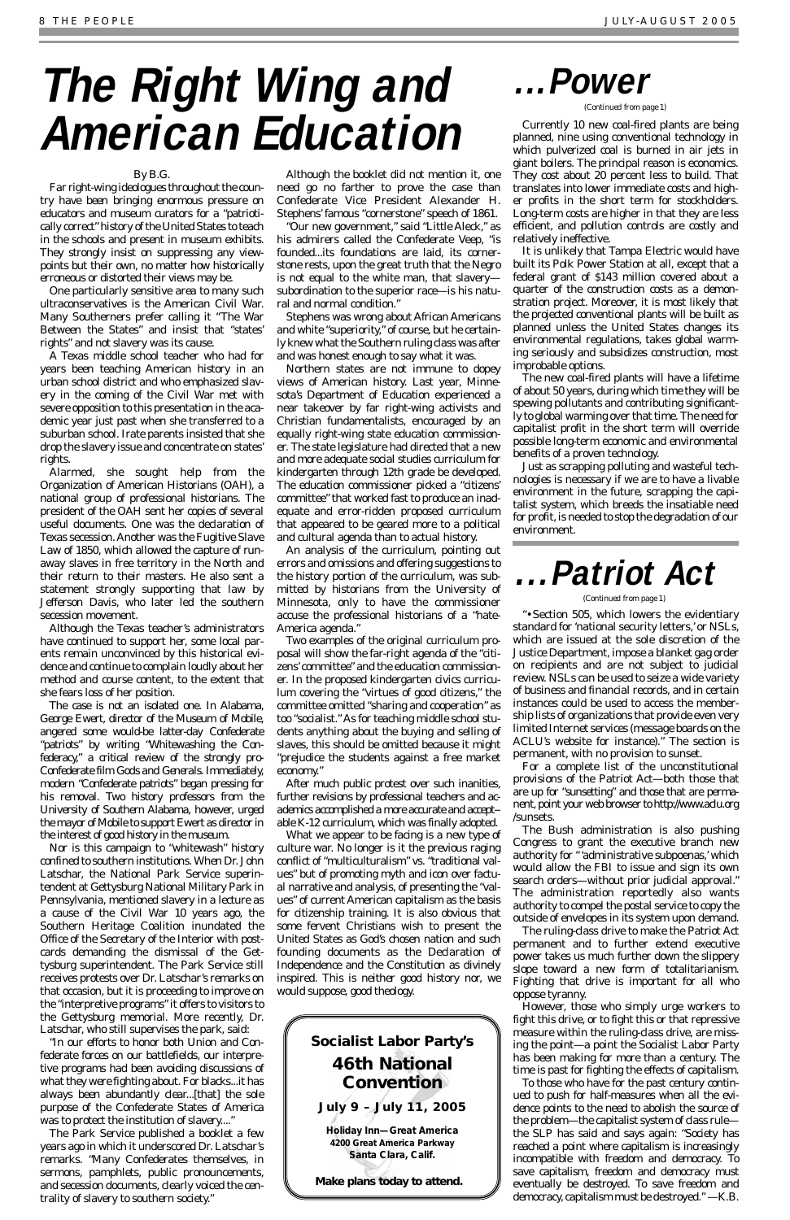# The Right Wing and American Education

By B.G.

Far right-wing ideologues throughout the country have been bringing enormous pressure on educators and museum curators for a "patriotically correct" history of the United States to teach in the schools and present in museum exhibits. They strongly insist on suppressing any viewpoints but their own, no matter how historically erroneous or distorted their views may be.

One particularly sensitive area to many such ultraconservatives is the American Civil War. Many Southerners prefer calling it "The War Between the States" and insist that "states' rights" and not slavery was its cause.

A Texas middle school teacher who had for years been teaching American history in an urban school district and who emphasized slavery in the coming of the Civil War met with severe opposition to this presentation in the academic year just past when she transferred to a suburban school. Irate parents insisted that she drop the slavery issue and concentrate on states' rights.

Alarmed, she sought help from the Organization of American Historians (OAH), a national group of professional historians. The president of the OAH sent her copies of several useful documents. One was the declaration of Texas secession. Another was the Fugitive Slave Law of 1850, which allowed the capture of runaway slaves in free territory in the North and their return to their masters. He also sent a statement strongly supporting that law by Jefferson Davis, who later led the southern secession movement.

Although the Texas teacher's administrators have continued to support her, some local parents remain unconvinced by this historical evidence and continue to complain loudly about her method and course content, to the extent that she fears loss of her position.

The case is not an isolated one. In Alabama, George Ewert, director of the Museum of Mobile, angered some would-be latter-day Confederate "patriots" by writing "Whitewashing the Confederacy," a critical review of the strongly pro-Confederate film *Gods and Generals*. Immediately, modern "Confederate patriots" began pressing for his removal. Two history professors from the University of Southern Alabama, however, urged the mayor of Mobile to support Ewert as director in the interest of good history in the museum.

Nor is this campaign to "whitewash" history confined to southern institutions. When Dr. John Latschar, the National Park Service superintendent at Gettysburg National Military Park in Pennsylvania, mentioned slavery in a lecture as a cause of the Civil War 10 years ago, the Southern Heritage Coalition inundated the Office of the Secretary of the Interior with postcards demanding the dismissal of the Gettysburg superintendent. The Park Service still receives protests over Dr. Latschar's remarks on that occasion, but it is proceeding to improve on the "interpretive programs" it offers to visitors to the Gettysburg memorial. More recently, Dr. Latschar, who still supervises the park, said:

"In our efforts to honor both Union and Confederate forces on our battlefields, our interpretive programs had been avoiding discussions of what they were fighting about. For blacks...it has always been abundantly clear...[that] the sole purpose of the Confederate States of America was to protect the institution of slavery...."

The Park Service published a booklet a few years ago in which it underscored Dr. Latschar's remarks. "Many Confederates themselves, in sermons, pamphlets, public pronouncements, and secession documents, clearly voiced the centrality of slavery to southern society."

Although the booklet did not mention it, one need go no farther to prove the case than Confederate Vice President Alexander H. Stephens' famous "cornerstone" speech of 1861.

"Our new government," said "Little Aleck," as his admirers called the Confederate Veep, "is founded...its foundations are laid, its cornerstone rests, upon the great truth that the Negro is not equal to the white man, that slavery—subordination to the superior race—is his natural and normal condition."

Stephens was wrong about African Americans and white "superiority," of course, but he certainly knew what the Southern ruling class was after and was honest enough to say what it was.

Northern states are not immune to dopey views of American history. Last year, Minnesota's Department of Education experienced a near takeover by far right-wing activists and Christian fundamentalists, encouraged by an equally right-wing state education commissioner. The state legislature had directed that a new and more adequate social studies curriculum for kindergarten through 12th grade be developed. The education commissioner picked a "citizens' committee" that worked fast to produce an inadequate and error-ridden proposed curriculum that appeared to be geared more to a political and cultural agenda than to actual history.

An analysis of the curriculum, pointing out errors and omissions and offering suggestions to the history portion of the curriculum, was submitted by historians from the University of Minnesota, only to have the commissioner accuse the professional historians of a "hate-America agenda."

Two examples of the original curriculum proposal will show the far-right agenda of the "citizens' committee" and the education commissioner. In the proposed kindergarten civics curriculum covering the "virtues of good citizens," the committee omitted "sharing and cooperation" as too "socialist." As for teaching middle school students anything about the buying and selling of slaves, this should be omitted because it might "prejudice the students against a free market economy."

After much public protest over such inanities, further revisions by professional teachers and academics accomplished a more accurate and acceptable K-12 curriculum, which was finally adopted.

What we appear to be facing is a new type of culture war. No longer is it the previous raging conflict of "multiculturalism" vs. "traditional values" but of promoting myth and icon over factual narrative and analysis, of presenting the "values" of current American capitalism as the basis for citizenship training. It is also obvious that some fervent Christians wish to present the United States as God's chosen nation and such founding documents as the Declaration of Independence and the Constitution as divinely inspired. This is neither good history nor, we would suppose, good theology.

**Socialist Labor Party's**
**46th National Convention**
**July 9 – July 11, 2005**
**Holiday Inn—Great America**
**4200 Great America Parkway**
**Santa Clara, Calif.**
**Make plans today to attend.**

# ...Power

*(Continued from page 1)*

Currently 10 new coal-fired plants are being planned, nine using conventional technology in which pulverized coal is burned in air jets in giant boilers. The principal reason is economics. They cost about 20 percent less to build. That translates into lower immediate costs and higher profits in the short term for stockholders. Long-term costs are higher in that they are less efficient, and pollution controls are costly and relatively ineffective.

It is unlikely that Tampa Electric would have built its Polk Power Station at all, except that a federal grant of $143 million covered about a quarter of the construction costs as a demonstration project. Moreover, it is most likely that the projected conventional plants will be built as planned unless the United States changes its environmental regulations, takes global warming seriously and subsidizes construction, most improbable options.

The new coal-fired plants will have a lifetime of about 50 years, during which time they will be spewing pollutants and contributing significantly to global warming over that time. The need for capitalist profit in the short term will override possible long-term economic and environmental benefits of a proven technology.

Just as scrapping polluting and wasteful technologies is necessary if we are to have a livable environment in the future, scrapping the capitalist system, which breeds the insatiable need for profit, is needed to stop the degradation of our environment.

# ...Patriot Act

*(Continued from page 1)*

"• Section 505, which lowers the evidentiary standard for 'national security letters,' or NSLs, which are issued at the sole discretion of the Justice Department, impose a blanket gag order on recipients and are not subject to judicial review. NSLs can be used to seize a wide variety of business and financial records, and in certain instances could be used to access the membership lists of organizations that provide even very limited Internet services (message boards on the ACLU's website for instance)." The section is permanent, with no provision to sunset.

For a complete list of the unconstitutional provisions of the Patriot Act—both those that are up for "sunsetting" and those that are permanent, point your web browser to http://www.aclu.org/sunsets.

The Bush administration is also pushing Congress to grant the executive branch new authority for "'administrative subpoenas,' which would allow the FBI to issue and sign its own search orders—without prior judicial approval." The administration reportedly also wants authority to compel the postal service to copy the outside of envelopes in its system upon demand.

The ruling-class drive to make the Patriot Act permanent and to further extend executive power takes us much further down the slippery slope toward a new form of totalitarianism. Fighting that drive is important for all who oppose tyranny.

However, those who simply urge workers to fight this drive, or to fight this or that repressive measure within the ruling-class drive, are missing the point—a point the Socialist Labor Party has been making for more than a century. The time is past for fighting the effects of capitalism.

To those who have for the past century continued to push for half-measures when all the evidence points to the need to abolish the source of the problem—the capitalist system of class rule—the SLP has said and says again: "Society has reached a point where capitalism is increasingly incompatible with freedom and democracy. To save capitalism, freedom and democracy must eventually be destroyed. To save freedom and democracy, capitalism must be destroyed." —K.B.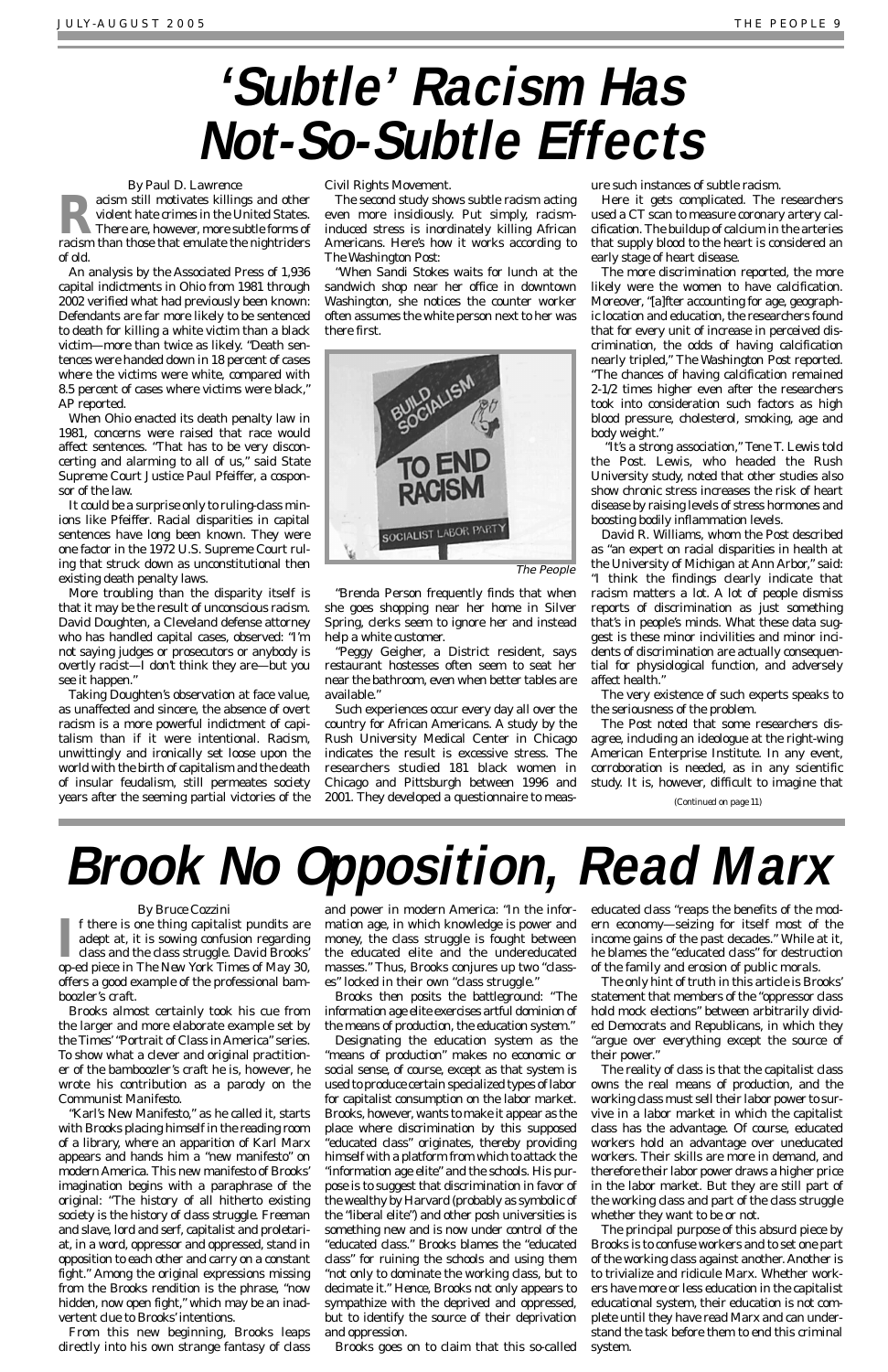# 'Subtle' Racism Has Not-So-Subtle Effects

By Paul D. Lawrence

Racism still motivates killings and other violent hate crimes in the United States. There are, however, more subtle forms of racism than those that emulate the nightriders of old.

An analysis by the Associated Press of 1,936 capital indictments in Ohio from 1981 through 2002 verified what had previously been known: Defendants are far more likely to be sentenced to death for killing a white victim than a black victim—more than twice as likely. "Death sentences were handed down in 18 percent of cases where the victims were white, compared with 8.5 percent of cases where victims were black," AP reported.

When Ohio enacted its death penalty law in 1981, concerns were raised that race would affect sentences. "That has to be very disconcerting and alarming to all of us," said State Supreme Court Justice Paul Pfeiffer, a cosponsor of the law.

It could be a surprise only to ruling-class minions like Pfeiffer. Racial disparities in capital sentences have long been known. They were one factor in the 1972 U.S. Supreme Court ruling that struck down as unconstitutional then existing death penalty laws.

More troubling than the disparity itself is that it may be the result of unconscious racism. David Doughten, a Cleveland defense attorney who has handled capital cases, observed: "I'm not saying judges or prosecutors or anybody is overtly racist—I don't think they are—but you see it happen."

Taking Doughten's observation at face value, as unaffected and sincere, the absence of overt racism is a more powerful indictment of capitalism than if it were intentional. Racism, unwittingly and ironically set loose upon the world with the birth of capitalism and the death of insular feudalism, still permeates society years after the seeming partial victories of the Civil Rights Movement.

The second study shows subtle racism acting even more insidiously. Put simply, racism-induced stress is inordinately killing African Americans. Here's how it works according to *The Washington Post*:

"When Sandi Stokes waits for lunch at the sandwich shop near her office in downtown Washington, she notices the counter worker often assumes the white person next to her was there first.

*The People*

"Brenda Person frequently finds that when she goes shopping near her home in Silver Spring, clerks seem to ignore her and instead help a white customer.

"Peggy Geigher, a District resident, says restaurant hostesses often seem to seat her near the bathroom, even when better tables are available."

Such experiences occur every day all over the country for African Americans. A study by the Rush University Medical Center in Chicago indicates the result is excessive stress. The researchers studied 181 black women in Chicago and Pittsburgh between 1996 and 2001. They developed a questionnaire to measure such instances of subtle racism.

Here it gets complicated. The researchers used a CT scan to measure coronary artery calcification. The buildup of calcium in the arteries that supply blood to the heart is considered an early stage of heart disease.

The more discrimination reported, the more likely were the women to have calcification. Moreover, "[a]fter accounting for age, geographic location and education, the researchers found that for every unit of increase in perceived discrimination, the odds of having calcification nearly tripled," *The Washington Post* reported. "The chances of having calcification remained 2-1/2 times higher even after the researchers took into consideration such factors as high blood pressure, cholesterol, smoking, age and body weight."

"It's a strong association," Tene T. Lewis told the Post. Lewis, who headed the Rush University study, noted that other studies also show chronic stress increases the risk of heart disease by raising levels of stress hormones and boosting bodily inflammation levels.

David R. Williams, whom the Post described as "an expert on racial disparities in health at the University of Michigan at Ann Arbor," said: "I think the findings clearly indicate that racism matters a lot. A lot of people dismiss reports of discrimination as just something that's in people's minds. What these data suggest is these minor incivilities and minor incidents of discrimination are actually consequential for physiological function, and adversely affect health."

The very existence of such experts speaks to the seriousness of the problem.

The Post noted that some researchers disagree, including an ideologue at the right-wing American Enterprise Institute. In any event, corroboration is needed, as in any scientific study. It is, however, difficult to imagine that

*(Continued on page 11)*

# Brook No Opposition, Read Marx

By Bruce Cozzini

If there is one thing capitalist pundits are adept at, it is sowing confusion regarding class and the class struggle. David Brooks' op-ed piece in *The New York Times* of May 30, offers a good example of the professional bamboozler's craft.

Brooks almost certainly took his cue from the larger and more elaborate example set by the *Times*' "Portrait of Class in America" series. To show what a clever and original practitioner of the bamboozler's craft he is, however, he wrote his contribution as a parody on the Communist Manifesto.

"Karl's New Manifesto," as he called it, starts with Brooks placing himself in the reading room of a library, where an apparition of Karl Marx appears and hands him a "new manifesto" on modern America. This new manifesto of Brooks' imagination begins with a paraphrase of the original: "The history of all hitherto existing society is the history of class struggle. Freeman and slave, lord and serf, capitalist and proletariat, in a word, oppressor and oppressed, stand in opposition to each other and carry on a constant fight." Among the original expressions missing from the Brooks rendition is the phrase, "now hidden, now open fight," which may be an inadvertent clue to Brooks' intentions.

From this new beginning, Brooks leaps directly into his own strange fantasy of class and power in modern America: "In the information age, in which knowledge is power and money, the class struggle is fought between the educated elite and the undereducated masses." Thus, Brooks conjures up two "classes" locked in their own "class struggle."

Brooks then posits the battleground: "The information age elite exercises artful dominion of the means of production, the education system."

Designating the education system as the "means of production" makes no economic or social sense, of course, except as that system is used to produce certain specialized types of labor for capitalist consumption on the labor market. Brooks, however, wants to make it appear as the place where discrimination by this supposed "educated class" originates, thereby providing himself with a platform from which to attack the "information age elite" and the schools. His purpose is to suggest that discrimination in favor of the wealthy by Harvard (probably as symbolic of the "liberal elite") and other posh universities is something new and is now under control of the "educated class." Brooks blames the "educated class" for ruining the schools and using them "not only to dominate the working class, but to decimate it." Hence, Brooks not only appears to sympathize with the deprived and oppressed, but to identify the source of their deprivation and oppression.

Brooks goes on to claim that this so-called educated class "reaps the benefits of the modern economy—seizing for itself most of the income gains of the past decades." While at it, he blames the "educated class" for destruction of the family and erosion of public morals.

The only hint of truth in this article is Brooks' statement that members of the "oppressor class hold mock elections" between arbitrarily divided Democrats and Republicans, in which they "argue over everything except the source of their power."

The reality of class is that the capitalist class owns the real means of production, and the working class must sell their labor power to survive in a labor market in which the capitalist class has the advantage. Of course, educated workers hold an advantage over uneducated workers. Their skills are more in demand, and therefore their labor power draws a higher price in the labor market. But they are still part of the working class and part of the class struggle whether they want to be or not.

The principal purpose of this absurd piece by Brooks is to confuse workers and to set one part of the working class against another. Another is to trivialize and ridicule Marx. Whether workers have more or less education in the capitalist educational system, their education is not complete until they have read Marx and can understand the task before them to end this criminal system.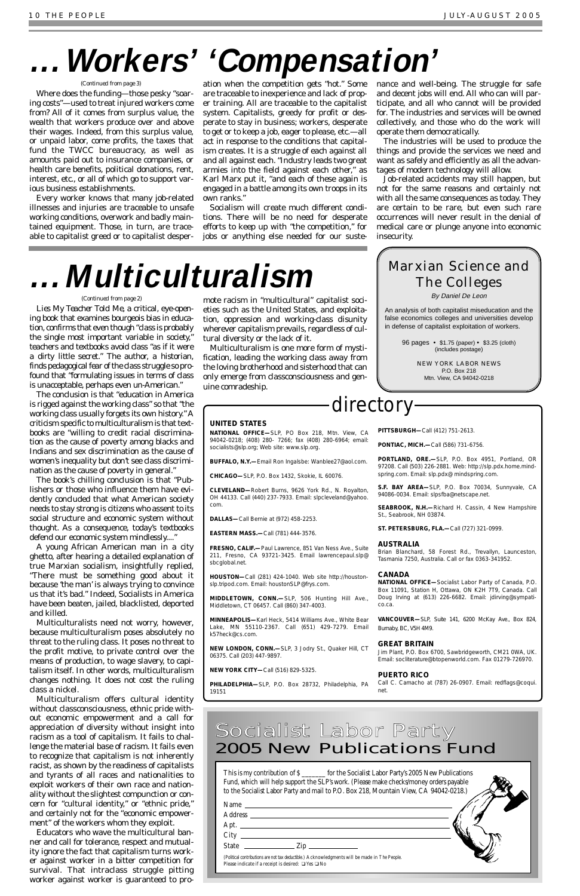# ...Workers' 'Compensation'

(Continued from page 3)

Where does the funding—those pesky "soaring costs"—used to treat injured workers come from? All of it comes from surplus value, the wealth that workers produce over and above their wages. Indeed, from this surplus value, or unpaid labor, come profits, the taxes that fund the TWCC bureaucracy, as well as amounts paid out to insurance companies, or health care benefits, political donations, rent, interest, etc., or all of which go to support various business establishments.

Every worker knows that many job-related illnesses and injuries are traceable to unsafe working conditions, overwork and badly maintained equipment. Those, in turn, are traceable to capitalist greed or to capitalist desperation when the competition gets "hot." Some are traceable to inexperience and lack of proper training. All are traceable to the capitalist system. Capitalists, greedy for profit or desperate to stay in business; workers, desperate to get or to keep a job, eager to please, etc.—all act in response to the conditions that capitalism creates. It is a struggle of each against all and all against each. "Industry leads two great armies into the field against each other," as Karl Marx put it, "and each of these again is engaged in a battle among its own troops in its own ranks."

Socialism will create much different conditions. There will be no need for desperate efforts to keep up with "the competition," for jobs or anything else needed for our sustenance and well-being. The struggle for safe and decent jobs will end. All who can will participate, and all who cannot will be provided for. The industries and services will be owned collectively, and those who do the work will operate them democratically.

The industries will be used to produce the things and provide the services we need and want as safely and efficiently as all the advantages of modern technology will allow.

Job-related accidents may still happen, but not for the same reasons and certainly not with all the same consequences as today. They are certain to be rare, but even such rare occurrences will never result in the denial of medical care or plunge anyone into economic insecurity.

# ...Multiculturalism

(Continued from page 2)

*Lies My Teacher Told Me*, a critical, eye-opening book that examines bourgeois bias in education, confirms that even though "class is probably the single most important variable in society," teachers and textbooks avoid class "as if it were a dirty little secret." The author, a historian, finds pedagogical fear of the class struggle so profound that "formulating issues in terms of class is unacceptable, perhaps even un-American."

The conclusion is that "education in America is rigged against the working class" so that "the working class usually forgets its own history." A criticism specific to multiculturalism is that textbooks are "willing to credit racial discrimination as the cause of poverty among blacks and Indians and sex discrimination as the cause of women's inequality but don't see class discrimination as the cause of poverty in general."

The book's chilling conclusion is that "Publishers or those who influence them have evidently concluded that what American society needs to stay strong is citizens who assent to its social structure and economic system without thought. As a consequence, today's textbooks defend our economic system mindlessly...."

A young African American man in a city ghetto, after hearing a detailed explanation of true Marxian socialism, insightfully replied, "There must be something good about it because 'the man' is always trying to convince us that it's bad." Indeed, Socialists in America have been beaten, jailed, blacklisted, deported and killed.

Multiculturalists need not worry, however, because multiculturalism poses absolutely no threat to the ruling class. It poses no threat to the profit motive, to private control over the means of production, to wage slavery, to capitalism itself. In other words, multiculturalism changes nothing. It does not cost the ruling class a nickel.

Multiculturalism offers cultural identity without classconsciousness, ethnic pride without economic empowerment and a call for appreciation of diversity without insight into racism as a tool of capitalism. It fails to challenge the material base of racism. It fails even to recognize that capitalism is not inherently racist, as shown by the readiness of capitalists and tyrants of all races and nationalities to exploit workers of their own race and nationality without the slightest compunction or concern for "cultural identity," or "ethnic pride," and certainly not for the "economic empowerment" of the workers whom they exploit.

Educators who wave the multicultural banner and call for tolerance, respect and mutuality ignore the fact that capitalism turns worker against worker in a bitter competition for survival. That intraclass struggle pitting worker against worker is guaranteed to promote racism in "multicultural" capitalist societies such as the United States, and exploitation, oppression and working-class disunity wherever capitalism prevails, regardless of cultural diversity or the lack of it.

Multiculturalism is one more form of mystification, leading the working class away from the loving brotherhood and sisterhood that can only emerge from classconsciousness and genuine comradeship.

## Marxian Science and The Colleges

*By Daniel De Leon*

An analysis of both capitalist miseducation and the false economics colleges and universities develop in defense of capitalist exploitation of workers.

96 pages • $1.75 (paper) • $3.25 (cloth) (includes postage)

NEW YORK LABOR NEWS
P.O. Box 218
Mtn. View, CA 94042-0218

## directory

### UNITED STATES

**NATIONAL OFFICE—**SLP, PO Box 218, Mtn. View, CA 94042-0218; (408) 280- 7266; fax (408) 280-6964; email: socialists@slp.org; Web site: www.slp.org.

**BUFFALO, N.Y.—**Email Ron Ingalsbe: Wanblee27@aol.com.

**CHICAGO—**SLP, P.O. Box 1432, Skokie, IL 60076.

**CLEVELAND—**Robert Burns, 9626 York Rd., N. Royalton, OH 44133. Call (440) 237-7933. Email: slpcleveland@yahoo.com.

**DALLAS—**Call Bernie at (972) 458-2253.

**EASTERN MASS.—**Call (781) 444-3576.

**FRESNO, CALIF.—**Paul Lawrence, 851 Van Ness Ave., Suite 211, Fresno, CA 93721-3425. Email lawrencepaul.slp@sbcglobal.net.

**HOUSTON—**Call (281) 424-1040. Web site http://houstonslp.tripod.com. Email: houstonSLP@frys.com.

**MIDDLETOWN, CONN.—**SLP, 506 Hunting Hill Ave., Middletown, CT 06457. Call (860) 347-4003.

**MINNEAPOLIS—**Karl Heck, 5414 Williams Ave., White Bear Lake, MN 55110-2367. Call (651) 429-7279. Email k57heck@cs.com.

**NEW LONDON, CONN.—**SLP, 3 Jodry St., Quaker Hill, CT 06375. Call (203) 447-9897.

**NEW YORK CITY—**Call (516) 829-5325.

**PHILADELPHIA—**SLP, P.O. Box 28732, Philadelphia, PA 19151

**PITTSBURGH—**Call (412) 751-2613.

**PONTIAC, MICH.—**Call (586) 731-6756.

**PORTLAND, ORE.—**SLP, P.O. Box 4951, Portland, OR 97208. Call (503) 226-2881. Web: http://slp.pdx.home.mindspring.com. Email: slp.pdx@mindspring.com.

**S.F. BAY AREA—**SLP, P.O. Box 70034, Sunnyvale, CA 94086-0034. Email: slpsfba@netscape.net.

**SEABROOK, N.H.—**Richard H. Cassin, 4 New Hampshire St., Seabrook, NH 03874.

**ST. PETERSBURG, FLA.—**Call (727) 321-0999.

### AUSTRALIA

Brian Blanchard, 58 Forest Rd., Trevallyn, Launceston, Tasmania 7250, Australia. Call or fax 0363-341952.

### CANADA

**NATIONAL OFFICE—**Socialist Labor Party of Canada, P.O. Box 11091, Station H, Ottawa, ON K2H 7T9, Canada. Call Doug Irving at (613) 226-6682. Email: jdirving@sympatico.ca.

**VANCOUVER—**SLP, Suite 141, 6200 McKay Ave., Box 824, Burnaby, BC, V5H 4M9.

### GREAT BRITAIN

Jim Plant, P.O. Box 6700, Sawbridgeworth, CM21 0WA, UK. Email: socliterature@btopenworld.com. Fax 01279-726970.

### PUERTO RICO

Call C. Camacho at (787) 26-0907. Email: redflags@coqui.net.

## Socialist Labor Party 2005 New Publications Fund

This is my contribution of $ _______ for the Socialist Labor Party's 2005 New Publications Fund, which will help support the SLP's work. (Please make checks/money orders payable to the Socialist Labor Party and mail to P.O. Box 218, Mountain View, CA 94042-0218.)

Name ______________________________

Address ______________________________

Apt. ______________________________

City ______________________________

State ____________ Zip ____________

(Political contributions are not tax deductible.) Acknowledgments will be made in The People. Please indicate if a receipt is desired: ❑ Yes ❑ No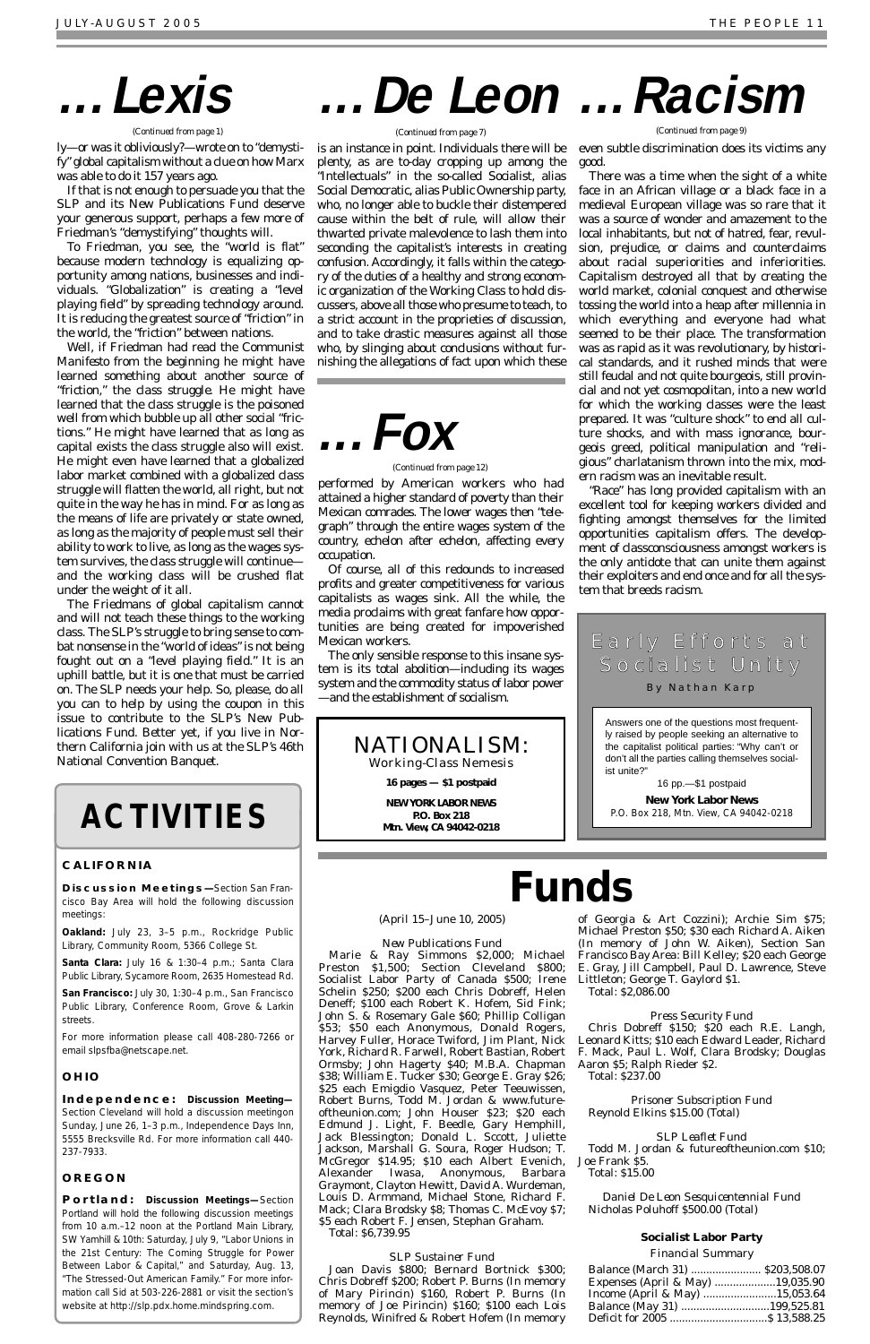# . . . Lexis

(Continued from page 1)

ly—or was it obliviously?—wrote on to "demystify" global capitalism without a clue on how Marx was able to do it 157 years ago.

If that is not enough to persuade you that the SLP and its New Publications Fund deserve your generous support, perhaps a few more of Friedman's "demystifying" thoughts will.

To Friedman, you see, the "world is flat" because modern technology is equalizing opportunity among nations, businesses and individuals. "Globalization" is creating a "level playing field" by spreading technology around. It is reducing the greatest source of "friction" in the world, the "friction" between nations.

Well, if Friedman had read the Communist Manifesto from the beginning he might have learned something about another source of "friction," the class struggle. He might have learned that the class struggle is the poisoned well from which bubble up all other social "frictions." He might have learned that as long as capital exists the class struggle also will exist. He might even have learned that a globalized labor market combined with a globalized class struggle will flatten the world, all right, but not quite in the way he has in mind. For as long as the means of life are privately or state owned, as long as the majority of people must sell their ability to work to live, as long as the wages system survives, the class struggle will continue—and the working class will be crushed flat under the weight of it all.

The Friedmans of global capitalism cannot and will not teach these things to the working class. The SLP's struggle to bring sense to combat nonsense in the "world of ideas" is not being fought out on a "level playing field." It is an uphill battle, but it is one that must be carried on. The SLP needs your help. So, please, do all you can to help by using the coupon in this issue to contribute to the SLP's New Publications Fund. Better yet, if you live in Northern California join with us at the SLP's 46th National Convention Banquet.

# . . . De Leon

(Continued from page 7)

is an instance in point. Individuals there will be plenty, as are to-day cropping up among the "Intellectuals" in the so-called Socialist, alias Social Democratic, alias Public Ownership party, who, no longer able to buckle their distempered cause within the belt of rule, will allow their thwarted private malevolence to lash them into seconding the capitalist's interests in creating confusion. Accordingly, it falls within the category of the duties of a healthy and strong economic organization of the Working Class to hold discussers, above all those who presume to teach, to a strict account in the proprieties of discussion, and to take drastic measures against all those who, by slinging about conclusions without furnishing the allegations of fact upon which these

# . . . Racism

(Continued from page 9)

even subtle discrimination does its victims any good.

There was a time when the sight of a white face in an African village or a black face in a medieval European village was so rare that it was a source of wonder and amazement to the local inhabitants, but not of hatred, fear, revulsion, prejudice, or claims and counterclaims about racial superiorities and inferiorities. Capitalism destroyed all that by creating the world market, colonial conquest and otherwise tossing the world into a heap after millennia in which everything and everyone had what seemed to be their place. The transformation was as rapid as it was revolutionary, by historical standards, and it rushed minds that were still feudal and not quite bourgeois, still provincial and not yet cosmopolitan, into a new world for which the working classes were the least prepared. It was "culture shock" to end all culture shocks, and with mass ignorance, bourgeois greed, political manipulation and "religious" charlatanism thrown into the mix, modern racism was an inevitable result.

"Race" has long provided capitalism with an excellent tool for keeping workers divided and fighting amongst themselves for the limited opportunities capitalism offers. The development of classconsciousness amongst workers is the only antidote that can unite them against their exploiters and end once and for all the system that breeds racism.

# . . . Fox

(Continued from page 12)

performed by American workers who had attained a higher standard of poverty than their Mexican comrades. The lower wages then "telegraph" through the entire wages system of the country, echelon after echelon, affecting every occupation.

Of course, all of this redounds to increased profits and greater competitiveness for various capitalists as wages sink. All the while, the media proclaims with great fanfare how opportunities are being created for impoverished Mexican workers.

The only sensible response to this insane system is its total abolition—including its wages system and the commodity status of labor power—and the establishment of socialism.

---

**NATIONALISM:**
Working-Class Nemesis

**16 pages — $1 postpaid**

**NEW YORK LABOR NEWS**
**P.O. Box 218**
**Mtn. View, CA 94042-0218**

---

**Early Efforts at Socialist Unity**
By Nathan Karp

Answers one of the questions most frequently raised by people seeking an alternative to the capitalist political parties: "Why can't or don't all the parties calling themselves socialist unite?"

16 pp.—$1 postpaid

**New York Labor News**
P.O. Box 218, Mtn. View, CA 94042-0218

---

# ACTIVITIES

## CALIFORNIA

**Discussion Meetings—**Section San Francisco Bay Area will hold the following discussion meetings:

**Oakland:** July 23, 3–5 p.m., Rockridge Public Library, Community Room, 5366 College St.

**Santa Clara:** July 16 & 1:30–4 p.m.; Santa Clara Public Library, Sycamore Room, 2635 Homestead Rd.

**San Francisco:** July 30, 1:30–4 p.m., San Francisco Public Library, Conference Room, Grove & Larkin streets.

For more information please call 408-280-7266 or email slpsfba@netscape.net.

## OHIO

**Independence: Discussion Meeting—**Section Cleveland will hold a discussion meetingon Sunday, June 26, 1–3 p.m., Independence Days Inn, 5555 Brecksville Rd. For more information call 440-237-7933.

## OREGON

**Portland: Discussion Meetings—**Section Portland will hold the following discussion meetings from 10 a.m.–12 noon at the Portland Main Library, SW Yamhill & 10th: Saturday, July 9, "Labor Unions in the 21st Century: The Coming Struggle for Power Between Labor & Capital," and Saturday, Aug. 13, "The Stressed-Out American Family." For more information call Sid at 503-226-2881 or visit the section's website at http://slp.pdx.home.mindspring.com.

# Funds

(April 15–June 10, 2005)

*New Publications Fund*

Marie & Ray Simmons $2,000; Michael Preston $1,500; Section Cleveland $800; Socialist Labor Party of Canada $500; Irene Schelin $250; $200 each Chris Dobreff, Helen Deneff; $100 each Robert K. Hofem, Sid Fink; John S. & Rosemary Gale $60; Phillip Colligan $53; $50 each Anonymous, Donald Rogers, Harvey Fuller, Horace Twiford, Jim Plant, Nick York, Richard R. Farwell, Robert Bastian, Robert Ormsby; John Hagerty $40; M.B.A. Chapman $38; William E. Tucker $30; George E. Gray $26; $25 each Emigdio Vasquez, Peter Teeuwissen, Robert Burns, Todd M. Jordan & www.futureoftheunion.com; John Houser $23; $20 each Edmund J. Light, F. Beedle, Gary Hemphill, Jack Blessington; Donald L. Sccott, Juliette Jackson, Marshall G. Soura, Roger Hudson; T. McGregor $14.95; $10 each Albert Evenich, Alexander Iwasa, Anonymous, Barbara Graymont, Clayton Hewitt, David A. Wurdeman, Louis D. Armmand, Michael Stone, Richard F. Mack; Clara Brodsky $8; Thomas C. McEvoy $7; $5 each Robert F. Jensen, Stephan Graham.
Total: $6,739.95

*SLP Sustainer Fund*

Joan Davis $800; Bernard Bortnick $300; Chris Dobreff $200; Robert P. Burns (In memory of Mary Pirincin) $160, Robert P. Burns (In memory of Joe Pirincin) $160; $100 each Lois Reynolds, Winifred & Robert Hofem (In memory of Georgia & Art Cozzini); Archie Sim $75; Michael Preston $50; $30 each Richard A. Aiken (In memory of John W. Aiken), Section San Francisco Bay Area: Bill Kelley; $20 each George E. Gray, Jill Campbell, Paul D. Lawrence, Steve Littleton; George T. Gaylord $1.
Total: $2,086.00

*Press Security Fund*

Chris Dobreff $150; $20 each R.E. Langh, Leonard Kitts; $10 each Edward Leader, Richard F. Mack, Paul L. Wolf, Clara Brodsky; Douglas Aaron $5; Ralph Rieder $2.
Total: $237.00

*Prisoner Subscription Fund*

Reynold Elkins $15.00 (Total)

*SLP Leaflet Fund*

Todd M. Jordan & futureoftheunion.com $10; Joe Frank $5.
Total: $15.00

*Daniel De Leon Sesquicentennial Fund*

Nicholas Poluhoff $500.00 (Total)

**Socialist Labor Party**
*Financial Summary*

| | |
|---|---|
| Balance (March 31) | $203,508.07 |
| Expenses (April & May) | 19,035.90 |
| Income (April & May) | 15,053.64 |
| Balance (May 31) | 199,525.81 |
| Deficit for 2005 | $ 13,588.25 |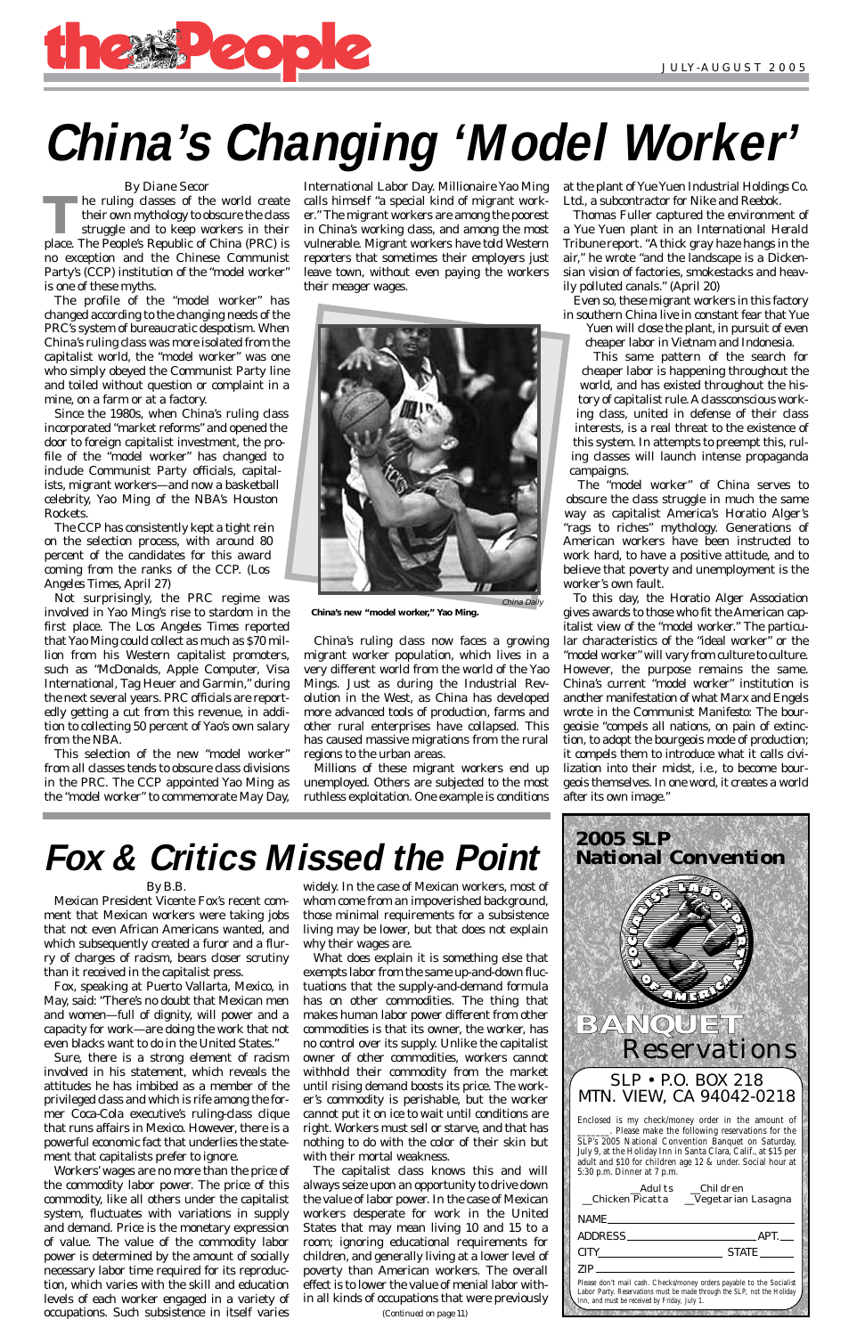# China's Changing 'Model Worker'

By Diane Secor

The ruling classes of the world create their own mythology to obscure the class struggle and to keep workers in their place. The People's Republic of China (PRC) is no exception and the Chinese Communist Party's (CCP) institution of the "model worker" is one of these myths.

The profile of the "model worker" has changed according to the changing needs of the PRC's system of bureaucratic despotism. When China's ruling class was more isolated from the capitalist world, the "model worker" was one who simply obeyed the Communist Party line and toiled without question or complaint in a mine, on a farm or at a factory.

Since the 1980s, when China's ruling class incorporated "market reforms" and opened the door to foreign capitalist investment, the profile of the "model worker" has changed to include Communist Party officials, capitalists, migrant workers—and now a basketball celebrity, Yao Ming of the NBA's Houston Rockets.

The CCP has consistently kept a tight rein on the selection process, with around 80 percent of the candidates for this award coming from the ranks of the CCP. (*Los Angeles Times*, April 27)

Not surprisingly, the PRC regime was involved in Yao Ming's rise to stardom in the first place. The *Los Angeles Times* reported that Yao Ming could collect as much as $70 million from his Western capitalist promoters, such as "McDonalds, Apple Computer, Visa International, Tag Heuer and Garmin," during the next several years. PRC officials are reportedly getting a cut from this revenue, in addition to collecting 50 percent of Yao's own salary from the NBA.

This selection of the new "model worker" from all classes tends to obscure class divisions in the PRC. The CCP appointed Yao Ming as the "model worker" to commemorate May Day, International Labor Day. Millionaire Yao Ming calls himself "a special kind of migrant worker." The migrant workers are among the poorest in China's working class, and among the most vulnerable. Migrant workers have told Western reporters that sometimes their employers just leave town, without even paying the workers their meager wages.

China Daily

**China's new "model worker," Yao Ming.**

China's ruling class now faces a growing migrant worker population, which lives in a very different world from the world of the Yao Mings. Just as during the Industrial Revolution in the West, as China has developed more advanced tools of production, farms and other rural enterprises have collapsed. This has caused massive migrations from the rural regions to the urban areas.

Millions of these migrant workers end up unemployed. Others are subjected to the most ruthless exploitation. One example is conditions at the plant of Yue Yuen Industrial Holdings Co. Ltd., a subcontractor for Nike and Reebok.

Thomas Fuller captured the environment of a Yue Yuen plant in an *International Herald Tribune* report. "A thick gray haze hangs in the air," he wrote "and the landscape is a Dickensian vision of factories, smokestacks and heavily polluted canals." (April 20)

Even so, these migrant workers in this factory in southern China live in constant fear that Yue Yuen will close the plant, in pursuit of even cheaper labor in Vietnam and Indonesia.

This same pattern of the search for cheaper labor is happening throughout the world, and has existed throughout the history of capitalist rule. A classconscious working class, united in defense of their class interests, is a real threat to the existence of this system. In attempts to preempt this, ruling classes will launch intense propaganda campaigns.

The "model worker" of China serves to obscure the class struggle in much the same way as capitalist America's Horatio Alger's "rags to riches" mythology. Generations of American workers have been instructed to work hard, to have a positive attitude, and to believe that poverty and unemployment is the worker's own fault.

To this day, the Horatio Alger Association gives awards to those who fit the American capitalist view of the "model worker." The particular characteristics of the "ideal worker" or the "model worker" will vary from culture to culture. However, the purpose remains the same. China's current "model worker" institution is another manifestation of what Marx and Engels wrote in the *Communist Manifesto*: The bourgeoisie "compels all nations, on pain of extinction, to adopt the bourgeois mode of production; it compels them to introduce what it calls civilization into their midst, i.e., to become bourgeois themselves. In one word, it creates a world after its own image."

# Fox & Critics Missed the Point

By B.B.

Mexican President Vicente Fox's recent comment that Mexican workers were taking jobs that not even African Americans wanted, and which subsequently created a furor and a flurry of charges of racism, bears closer scrutiny than it received in the capitalist press.

Fox, speaking at Puerto Vallarta, Mexico, in May, said: "There's no doubt that Mexican men and women—full of dignity, will power and a capacity for work—are doing the work that not even blacks want to do in the United States."

Sure, there is a strong element of racism involved in his statement, which reveals the attitudes he has imbibed as a member of the privileged class and which is rife among the former Coca-Cola executive's ruling-class clique that runs affairs in Mexico. However, there is a powerful economic fact that underlies the statement that capitalists prefer to ignore.

Workers' wages are no more than the price of the commodity labor power. The price of this commodity, like all others under the capitalist system, fluctuates with variations in supply and demand. Price is the monetary expression of value. The value of the commodity labor power is determined by the amount of socially necessary labor time required for its reproduction, which varies with the skill and education levels of each worker engaged in a variety of occupations. Such subsistence in itself varies widely. In the case of Mexican workers, most of whom come from an impoverished background, those minimal requirements for a subsistence living may be lower, but that does not explain why their wages are.

What does explain it is something else that exempts labor from the same up-and-down fluctuations that the supply-and-demand formula has on other commodities. The thing that makes human labor power different from other commodities is that its owner, the worker, has no control over its supply. Unlike the capitalist owner of other commodities, workers cannot withhold their commodity from the market until rising demand boosts its price. The worker's commodity is perishable, but the worker cannot put it on ice to wait until conditions are right. Workers must sell or starve, and that has nothing to do with the color of their skin but with their mortal weakness.

The capitalist class knows this and will always seize upon an opportunity to drive down the value of labor power. In the case of Mexican workers desperate for work in the United States that may mean living 10 and 15 to a room; ignoring educational requirements for children, and generally living at a lower level of poverty than American workers. The overall effect is to lower the value of menial labor within all kinds of occupations that were previously

(Continued on page 11)

## 2005 SLP National Convention

SOCIALIST LABOR PARTY OF AMERICA

## BANQUET Reservations

SLP • P.O. BOX 218
MTN. VIEW, CA 94042-0218

Enclosed is my check/money order in the amount of ________. Please make the following reservations for the SLP's 2005 National Convention Banquet on Saturday, July 9, at the Holiday Inn in Santa Clara, Calif., at $15 per adult and $10 for children age 12 & under. Social hour at 5:30 p.m. Dinner at 7 p.m.

__Adults __Children
__Chicken Picatta __Vegetarian Lasagna

NAME____________________

ADDRESS____________________ APT.___

CITY____________________ STATE______

ZIP____________________

Please don't mail cash. Checks/money orders payable to the Socialist Labor Party. Reservations must be made through the SLP, not the Holiday Inn, and must be received by Friday, July 1.